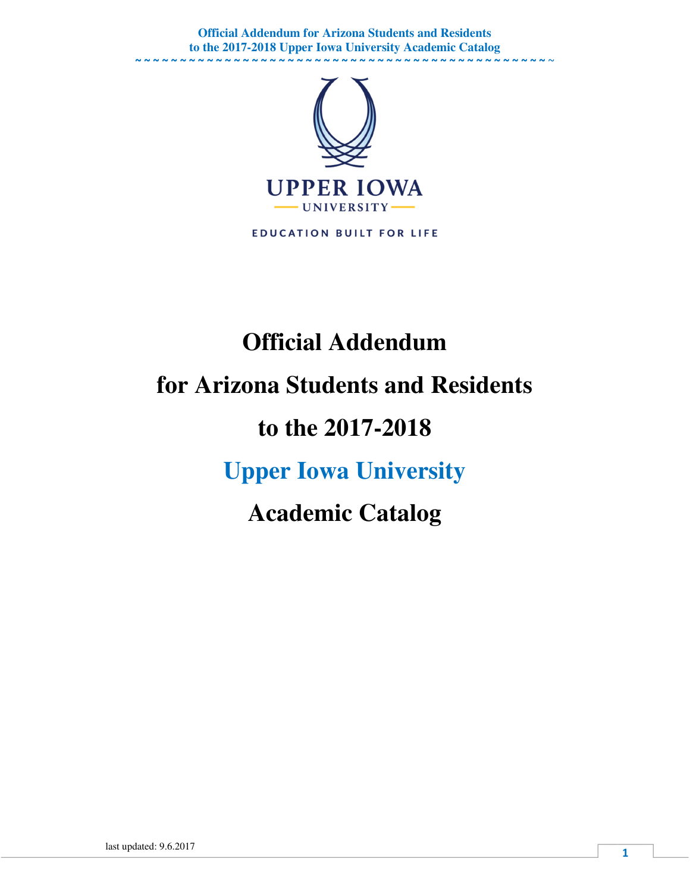UPPER IOWA UNIVERSITY

EDUCATION BUILT FOR LIFE

# Official Addendum

# for Arizona Students and Residents

# to the 2017-2018

# Upper Iowa University

# Academic Catalog

last updated: 9.6.2017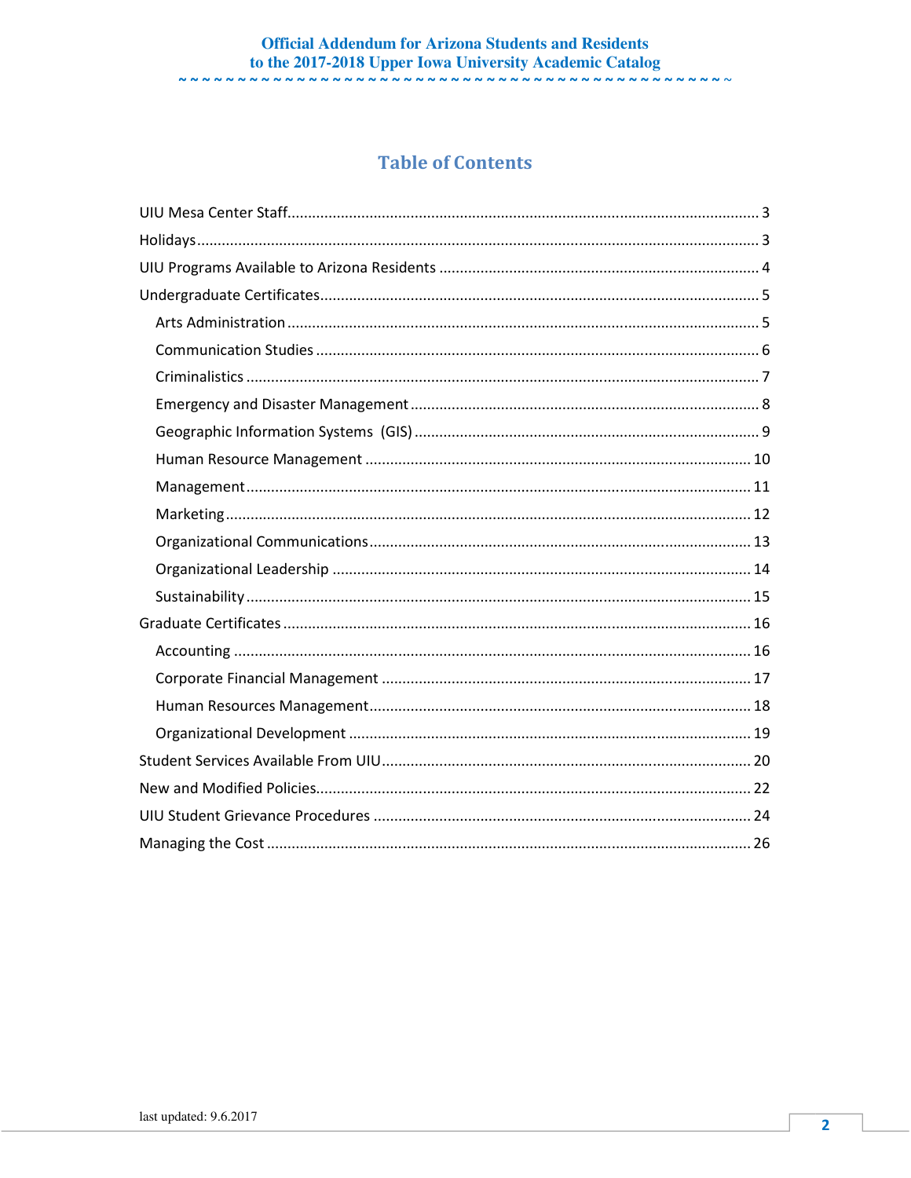# Table of Contents

UIU Mesa Center Staff........................................................................................................ 3

Holidays.............................................................................................................................. 3

UIU Programs Available to Arizona Residents ................................................................. 4

Undergraduate Certificates............................................................................................... 5

- Arts Administration ...................................................................................................... 5
- Communication Studies ............................................................................................... 6
- Criminalistics ................................................................................................................ 7
- Emergency and Disaster Management ....................................................................... 8
- Geographic Information Systems (GIS) ....................................................................... 9
- Human Resource Management ................................................................................. 10
- Management............................................................................................................... 11
- Marketing.................................................................................................................... 12
- Organizational Communications................................................................................ 13
- Organizational Leadership ......................................................................................... 14
- Sustainability.............................................................................................................. 15

Graduate Certificates ....................................................................................................... 16

- Accounting ................................................................................................................. 16
- Corporate Financial Management ............................................................................. 17
- Human Resources Management................................................................................ 18
- Organizational Development ..................................................................................... 19

Student Services Available From UIU.............................................................................. 20

New and Modified Policies............................................................................................... 22

UIU Student Grievance Procedures ................................................................................ 24

Managing the Cost ........................................................................................................... 26

last updated: 9.6.2017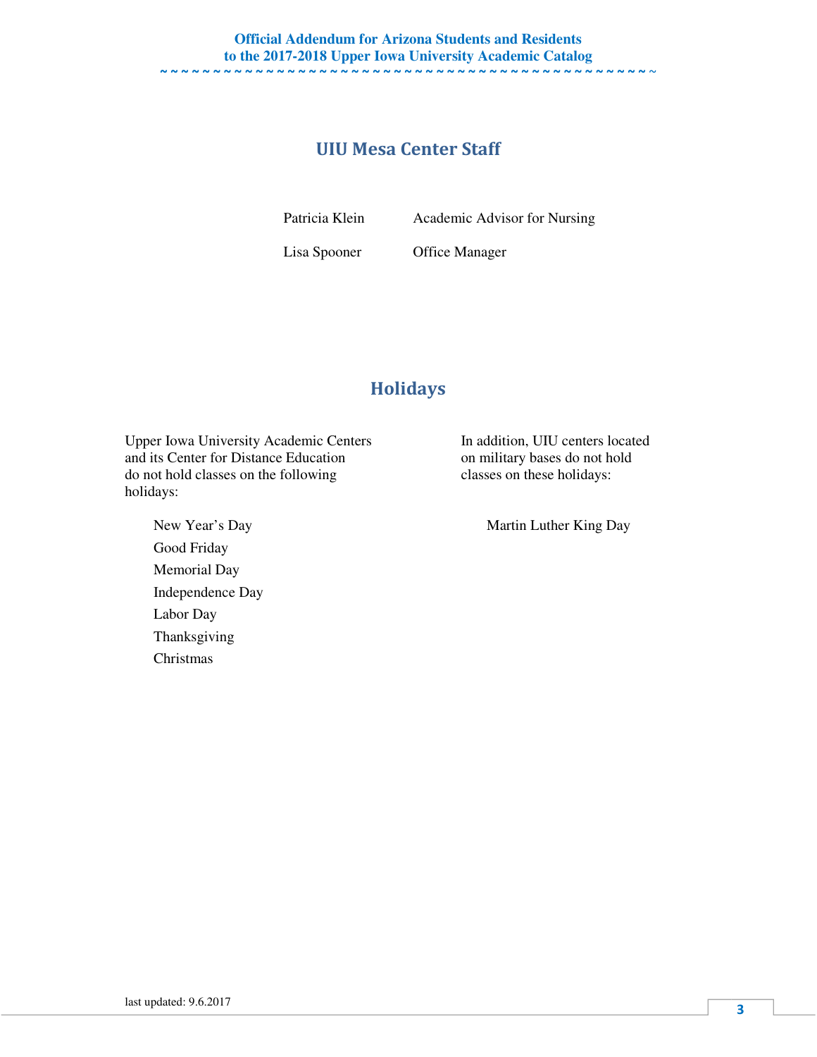## UIU Mesa Center Staff

| | |
|---|---|
| Patricia Klein | Academic Advisor for Nursing |
| Lisa Spooner | Office Manager |

## Holidays

Upper Iowa University Academic Centers and its Center for Distance Education do not hold classes on the following holidays:

- New Year's Day
- Good Friday
- Memorial Day
- Independence Day
- Labor Day
- Thanksgiving
- Christmas

In addition, UIU centers located on military bases do not hold classes on these holidays:

- Martin Luther King Day

last updated: 9.6.2017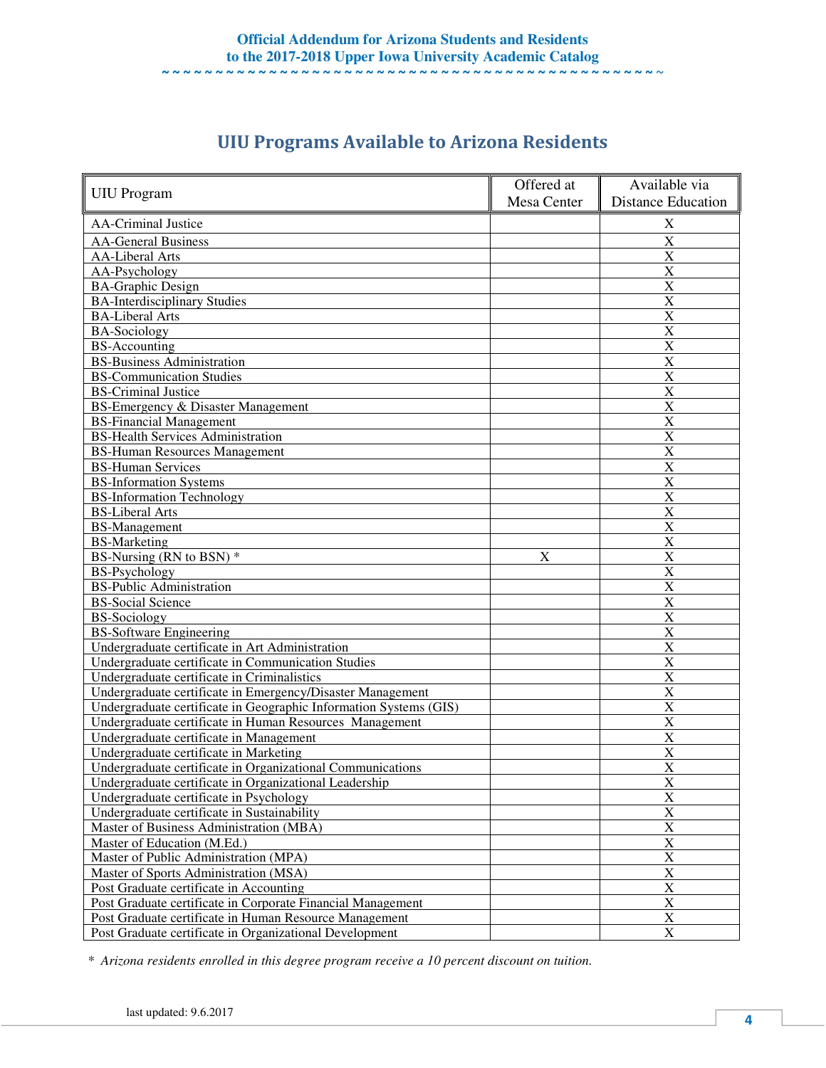# UIU Programs Available to Arizona Residents

| UIU Program | Offered at Mesa Center | Available via Distance Education |
|---|---|---|
| AA-Criminal Justice | | X |
| AA-General Business | | X |
| AA-Liberal Arts | | X |
| AA-Psychology | | X |
| BA-Graphic Design | | X |
| BA-Interdisciplinary Studies | | X |
| BA-Liberal Arts | | X |
| BA-Sociology | | X |
| BS-Accounting | | X |
| BS-Business Administration | | X |
| BS-Communication Studies | | X |
| BS-Criminal Justice | | X |
| BS-Emergency & Disaster Management | | X |
| BS-Financial Management | | X |
| BS-Health Services Administration | | X |
| BS-Human Resources Management | | X |
| BS-Human Services | | X |
| BS-Information Systems | | X |
| BS-Information Technology | | X |
| BS-Liberal Arts | | X |
| BS-Management | | X |
| BS-Marketing | | X |
| BS-Nursing (RN to BSN) * | X | X |
| BS-Psychology | | X |
| BS-Public Administration | | X |
| BS-Social Science | | X |
| BS-Sociology | | X |
| BS-Software Engineering | | X |
| Undergraduate certificate in Art Administration | | X |
| Undergraduate certificate in Communication Studies | | X |
| Undergraduate certificate in Criminalistics | | X |
| Undergraduate certificate in Emergency/Disaster Management | | X |
| Undergraduate certificate in Geographic Information Systems (GIS) | | X |
| Undergraduate certificate in Human Resources Management | | X |
| Undergraduate certificate in Management | | X |
| Undergraduate certificate in Marketing | | X |
| Undergraduate certificate in Organizational Communications | | X |
| Undergraduate certificate in Organizational Leadership | | X |
| Undergraduate certificate in Psychology | | X |
| Undergraduate certificate in Sustainability | | X |
| Master of Business Administration (MBA) | | X |
| Master of Education (M.Ed.) | | X |
| Master of Public Administration (MPA) | | X |
| Master of Sports Administration (MSA) | | X |
| Post Graduate certificate in Accounting | | X |
| Post Graduate certificate in Corporate Financial Management | | X |
| Post Graduate certificate in Human Resource Management | | X |
| Post Graduate certificate in Organizational Development | | X |

* *Arizona residents enrolled in this degree program receive a 10 percent discount on tuition.*

last updated: 9.6.2017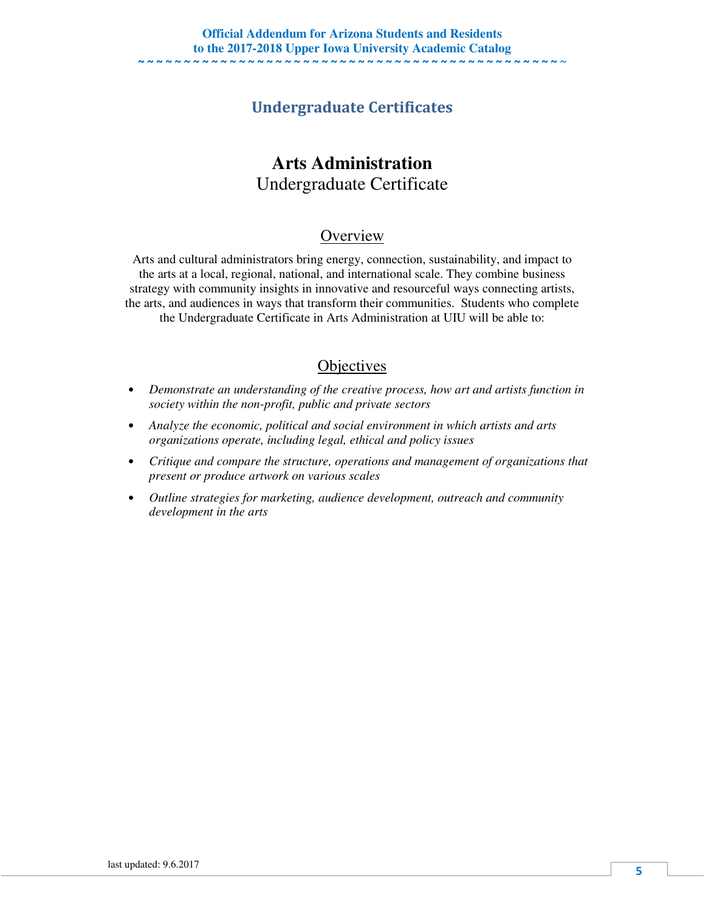# Undergraduate Certificates

## Arts Administration

Undergraduate Certificate

### Overview

Arts and cultural administrators bring energy, connection, sustainability, and impact to the arts at a local, regional, national, and international scale. They combine business strategy with community insights in innovative and resourceful ways connecting artists, the arts, and audiences in ways that transform their communities. Students who complete the Undergraduate Certificate in Arts Administration at UIU will be able to:

### Objectives

- *Demonstrate an understanding of the creative process, how art and artists function in society within the non-profit, public and private sectors*
- *Analyze the economic, political and social environment in which artists and arts organizations operate, including legal, ethical and policy issues*
- *Critique and compare the structure, operations and management of organizations that present or produce artwork on various scales*
- *Outline strategies for marketing, audience development, outreach and community development in the arts*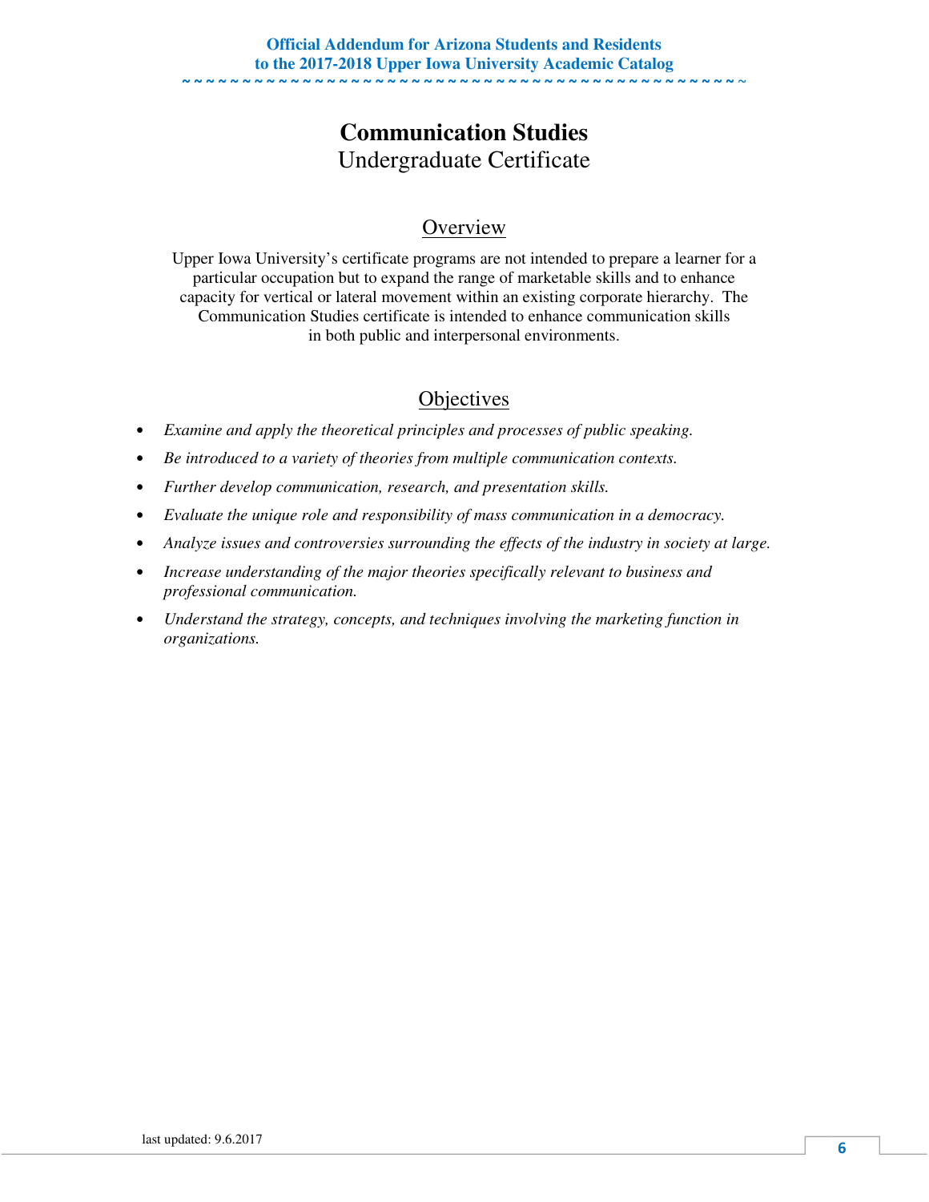# Communication Studies

Undergraduate Certificate

## Overview

Upper Iowa University's certificate programs are not intended to prepare a learner for a particular occupation but to expand the range of marketable skills and to enhance capacity for vertical or lateral movement within an existing corporate hierarchy. The Communication Studies certificate is intended to enhance communication skills in both public and interpersonal environments.

## Objectives

- *Examine and apply the theoretical principles and processes of public speaking.*
- *Be introduced to a variety of theories from multiple communication contexts.*
- *Further develop communication, research, and presentation skills.*
- *Evaluate the unique role and responsibility of mass communication in a democracy.*
- *Analyze issues and controversies surrounding the effects of the industry in society at large.*
- *Increase understanding of the major theories specifically relevant to business and professional communication.*
- *Understand the strategy, concepts, and techniques involving the marketing function in organizations.*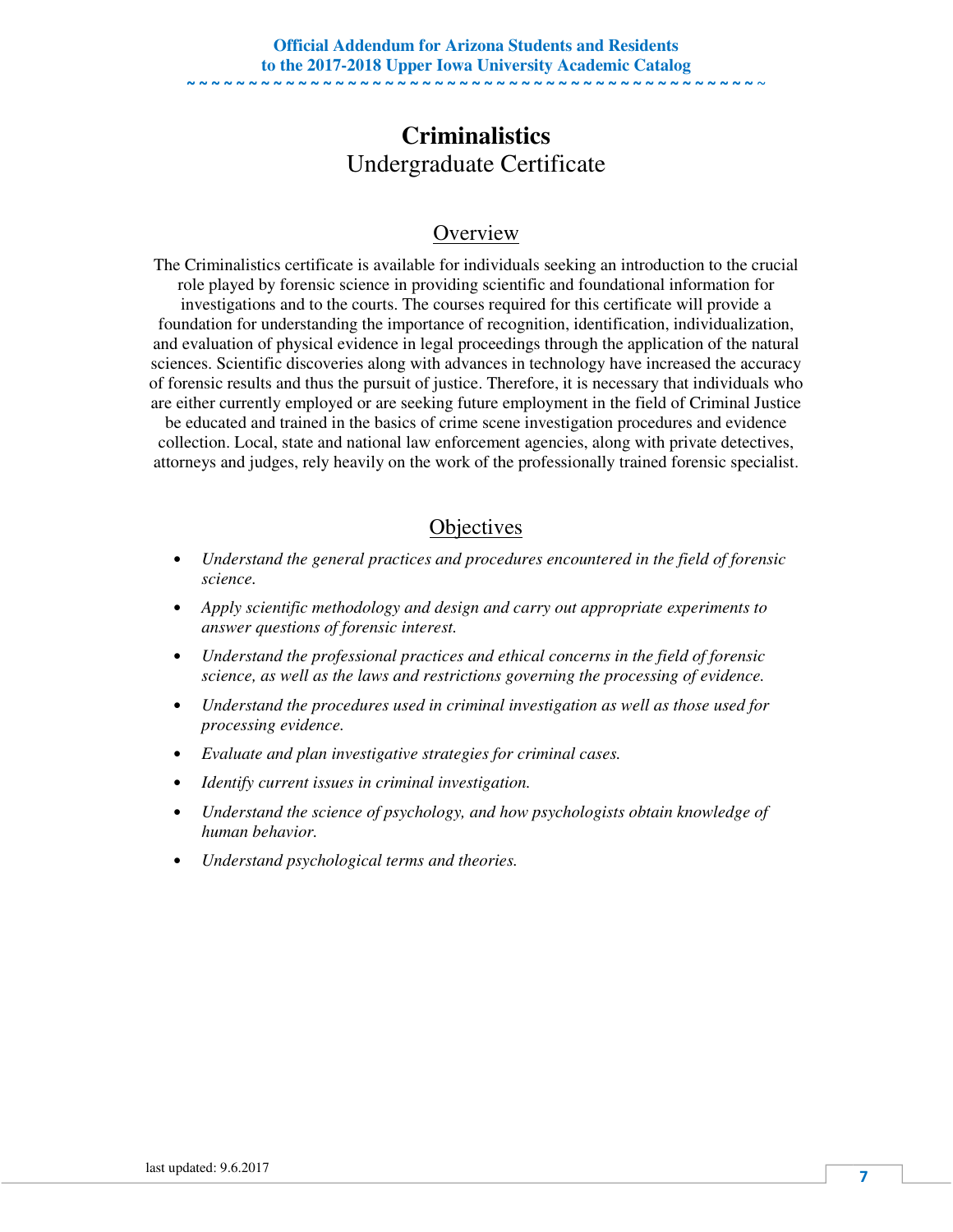# Criminalistics

Undergraduate Certificate

## Overview

The Criminalistics certificate is available for individuals seeking an introduction to the crucial role played by forensic science in providing scientific and foundational information for investigations and to the courts. The courses required for this certificate will provide a foundation for understanding the importance of recognition, identification, individualization, and evaluation of physical evidence in legal proceedings through the application of the natural sciences. Scientific discoveries along with advances in technology have increased the accuracy of forensic results and thus the pursuit of justice. Therefore, it is necessary that individuals who are either currently employed or are seeking future employment in the field of Criminal Justice be educated and trained in the basics of crime scene investigation procedures and evidence collection. Local, state and national law enforcement agencies, along with private detectives, attorneys and judges, rely heavily on the work of the professionally trained forensic specialist.

## Objectives

- *Understand the general practices and procedures encountered in the field of forensic science.*
- *Apply scientific methodology and design and carry out appropriate experiments to answer questions of forensic interest.*
- *Understand the professional practices and ethical concerns in the field of forensic science, as well as the laws and restrictions governing the processing of evidence.*
- *Understand the procedures used in criminal investigation as well as those used for processing evidence.*
- *Evaluate and plan investigative strategies for criminal cases.*
- *Identify current issues in criminal investigation.*
- *Understand the science of psychology, and how psychologists obtain knowledge of human behavior.*
- *Understand psychological terms and theories.*

last updated: 9.6.2017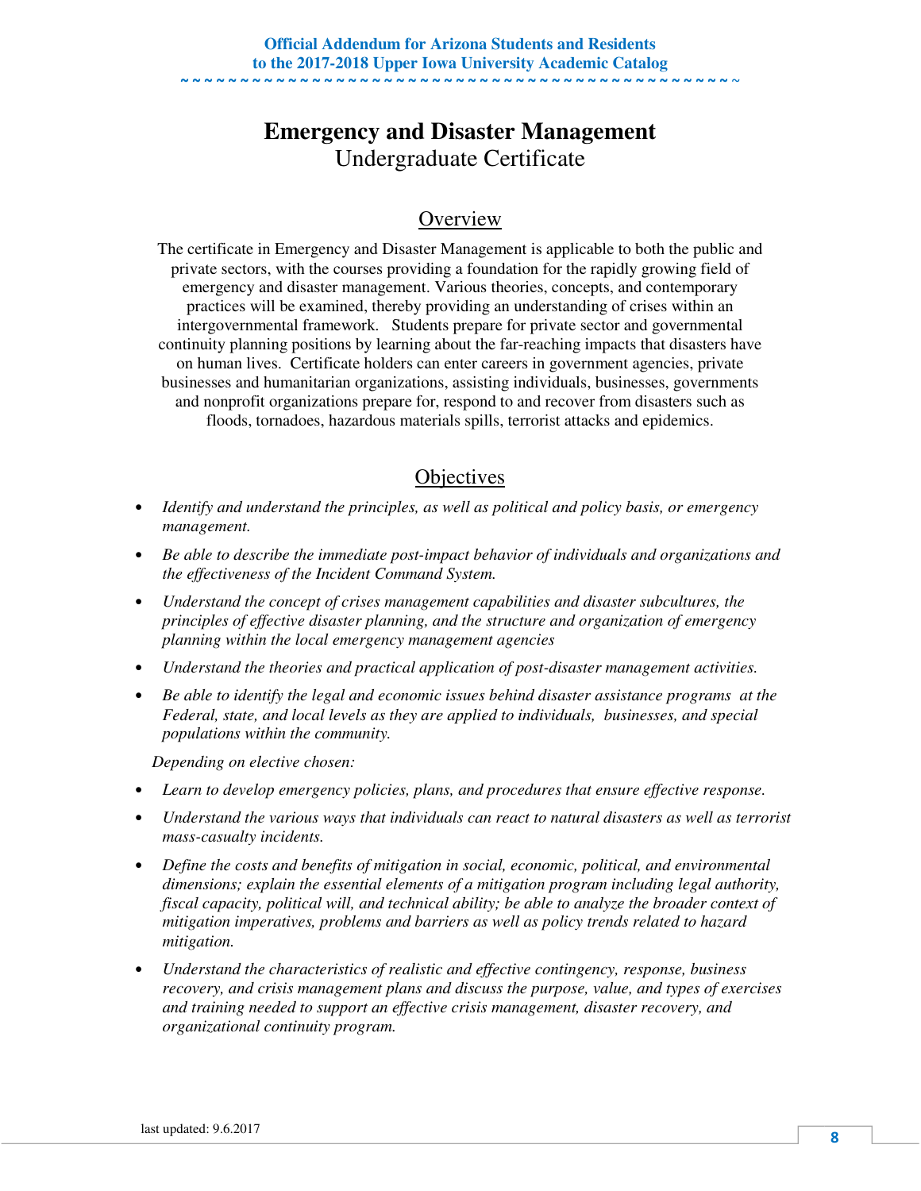# Emergency and Disaster Management

Undergraduate Certificate

## Overview

The certificate in Emergency and Disaster Management is applicable to both the public and private sectors, with the courses providing a foundation for the rapidly growing field of emergency and disaster management. Various theories, concepts, and contemporary practices will be examined, thereby providing an understanding of crises within an intergovernmental framework. Students prepare for private sector and governmental continuity planning positions by learning about the far-reaching impacts that disasters have on human lives. Certificate holders can enter careers in government agencies, private businesses and humanitarian organizations, assisting individuals, businesses, governments and nonprofit organizations prepare for, respond to and recover from disasters such as floods, tornadoes, hazardous materials spills, terrorist attacks and epidemics.

## Objectives

- *Identify and understand the principles, as well as political and policy basis, or emergency management.*
- *Be able to describe the immediate post-impact behavior of individuals and organizations and the effectiveness of the Incident Command System.*
- *Understand the concept of crises management capabilities and disaster subcultures, the principles of effective disaster planning, and the structure and organization of emergency planning within the local emergency management agencies*
- *Understand the theories and practical application of post-disaster management activities.*
- *Be able to identify the legal and economic issues behind disaster assistance programs at the Federal, state, and local levels as they are applied to individuals, businesses, and special populations within the community.*

*Depending on elective chosen:*

- *Learn to develop emergency policies, plans, and procedures that ensure effective response.*
- *Understand the various ways that individuals can react to natural disasters as well as terrorist mass-casualty incidents.*
- *Define the costs and benefits of mitigation in social, economic, political, and environmental dimensions; explain the essential elements of a mitigation program including legal authority, fiscal capacity, political will, and technical ability; be able to analyze the broader context of mitigation imperatives, problems and barriers as well as policy trends related to hazard mitigation.*
- *Understand the characteristics of realistic and effective contingency, response, business recovery, and crisis management plans and discuss the purpose, value, and types of exercises and training needed to support an effective crisis management, disaster recovery, and organizational continuity program.*

last updated: 9.6.2017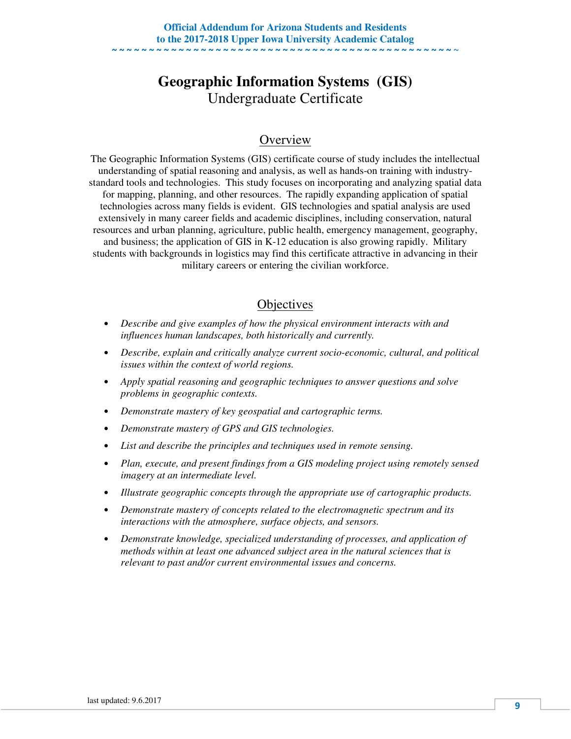# Geographic Information Systems (GIS)

Undergraduate Certificate

## Overview

The Geographic Information Systems (GIS) certificate course of study includes the intellectual understanding of spatial reasoning and analysis, as well as hands-on training with industry-standard tools and technologies. This study focuses on incorporating and analyzing spatial data for mapping, planning, and other resources. The rapidly expanding application of spatial technologies across many fields is evident. GIS technologies and spatial analysis are used extensively in many career fields and academic disciplines, including conservation, natural resources and urban planning, agriculture, public health, emergency management, geography, and business; the application of GIS in K-12 education is also growing rapidly. Military students with backgrounds in logistics may find this certificate attractive in advancing in their military careers or entering the civilian workforce.

## Objectives

- *Describe and give examples of how the physical environment interacts with and influences human landscapes, both historically and currently.*
- *Describe, explain and critically analyze current socio-economic, cultural, and political issues within the context of world regions.*
- *Apply spatial reasoning and geographic techniques to answer questions and solve problems in geographic contexts.*
- *Demonstrate mastery of key geospatial and cartographic terms.*
- *Demonstrate mastery of GPS and GIS technologies.*
- *List and describe the principles and techniques used in remote sensing.*
- *Plan, execute, and present findings from a GIS modeling project using remotely sensed imagery at an intermediate level.*
- *Illustrate geographic concepts through the appropriate use of cartographic products.*
- *Demonstrate mastery of concepts related to the electromagnetic spectrum and its interactions with the atmosphere, surface objects, and sensors.*
- *Demonstrate knowledge, specialized understanding of processes, and application of methods within at least one advanced subject area in the natural sciences that is relevant to past and/or current environmental issues and concerns.*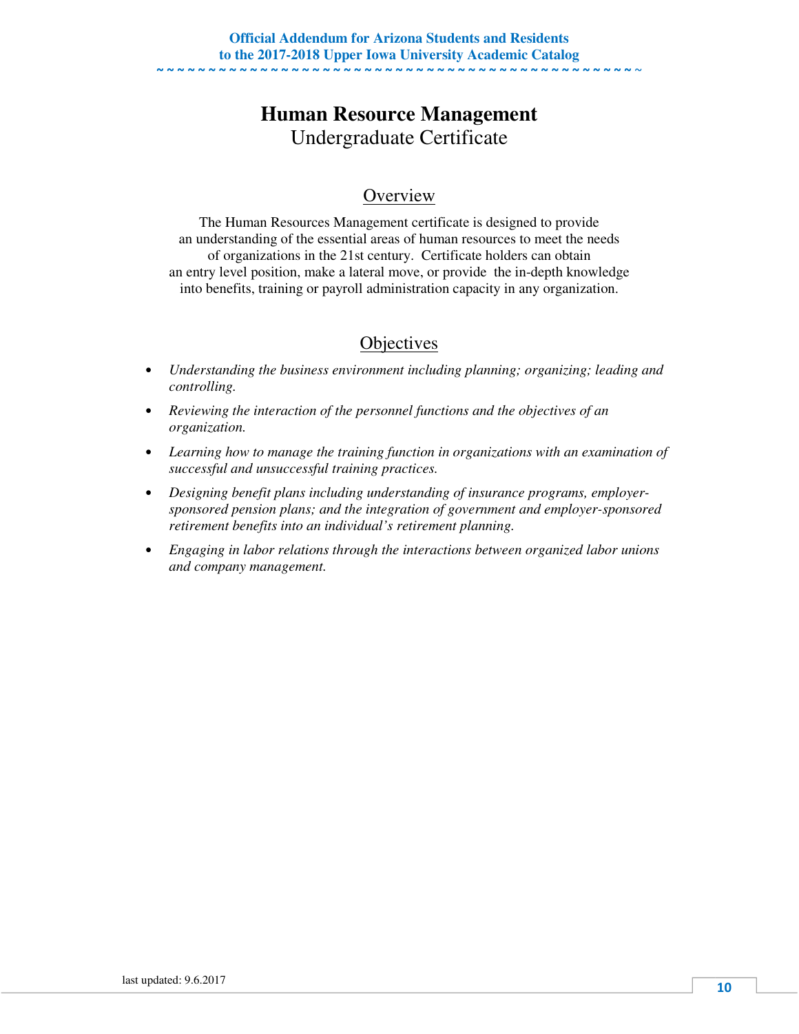# Human Resource Management

Undergraduate Certificate

## Overview

The Human Resources Management certificate is designed to provide an understanding of the essential areas of human resources to meet the needs of organizations in the 21st century. Certificate holders can obtain an entry level position, make a lateral move, or provide the in-depth knowledge into benefits, training or payroll administration capacity in any organization.

## Objectives

- *Understanding the business environment including planning; organizing; leading and controlling.*
- *Reviewing the interaction of the personnel functions and the objectives of an organization.*
- *Learning how to manage the training function in organizations with an examination of successful and unsuccessful training practices.*
- *Designing benefit plans including understanding of insurance programs, employer-sponsored pension plans; and the integration of government and employer-sponsored retirement benefits into an individual's retirement planning.*
- *Engaging in labor relations through the interactions between organized labor unions and company management.*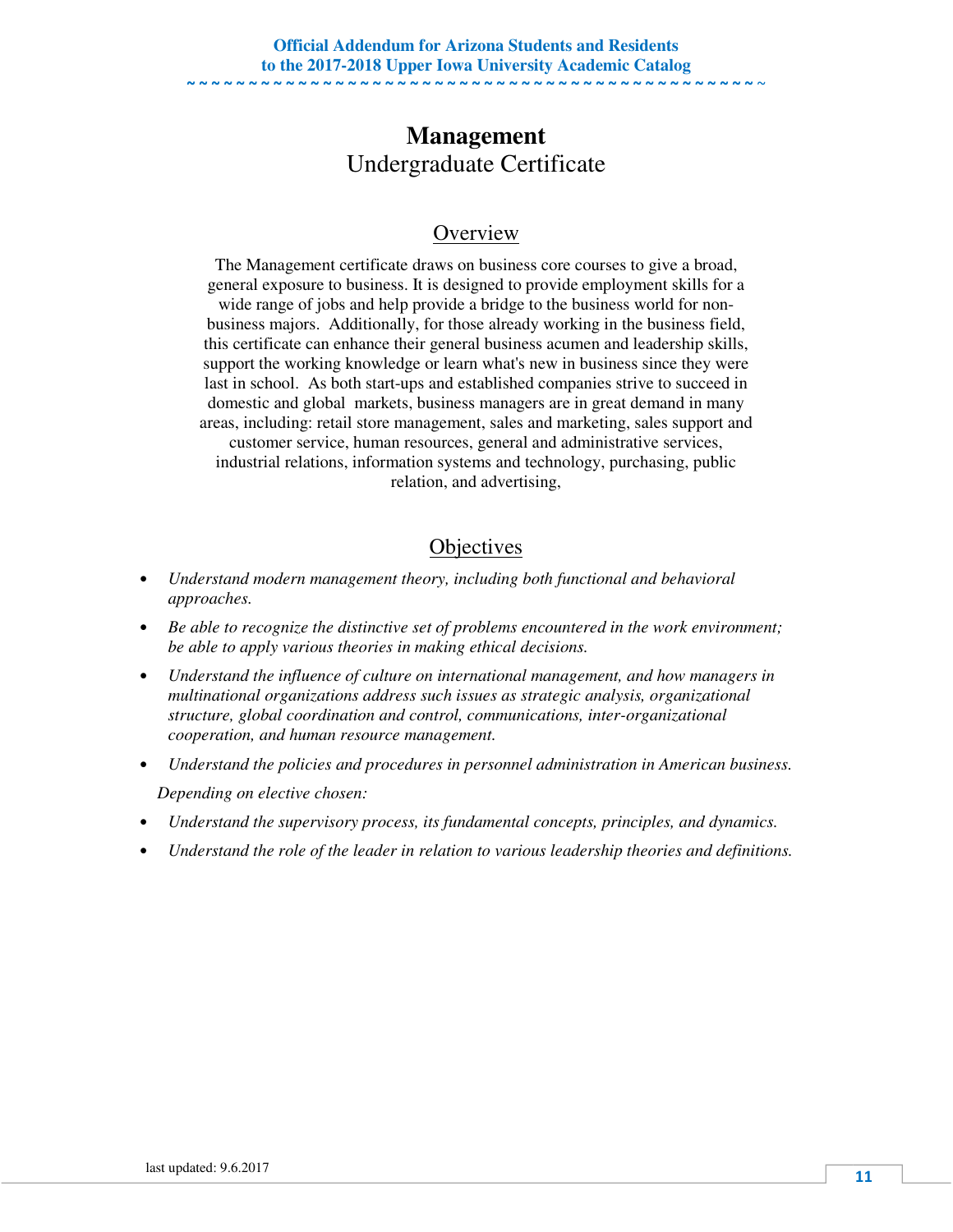# Management

Undergraduate Certificate

## Overview

The Management certificate draws on business core courses to give a broad, general exposure to business. It is designed to provide employment skills for a wide range of jobs and help provide a bridge to the business world for non-business majors. Additionally, for those already working in the business field, this certificate can enhance their general business acumen and leadership skills, support the working knowledge or learn what's new in business since they were last in school. As both start-ups and established companies strive to succeed in domestic and global markets, business managers are in great demand in many areas, including: retail store management, sales and marketing, sales support and customer service, human resources, general and administrative services, industrial relations, information systems and technology, purchasing, public relation, and advertising,

## Objectives

- *Understand modern management theory, including both functional and behavioral approaches.*
- *Be able to recognize the distinctive set of problems encountered in the work environment; be able to apply various theories in making ethical decisions.*
- *Understand the influence of culture on international management, and how managers in multinational organizations address such issues as strategic analysis, organizational structure, global coordination and control, communications, inter-organizational cooperation, and human resource management.*
- *Understand the policies and procedures in personnel administration in American business.*

*Depending on elective chosen:*

- *Understand the supervisory process, its fundamental concepts, principles, and dynamics.*
- *Understand the role of the leader in relation to various leadership theories and definitions.*

last updated: 9.6.2017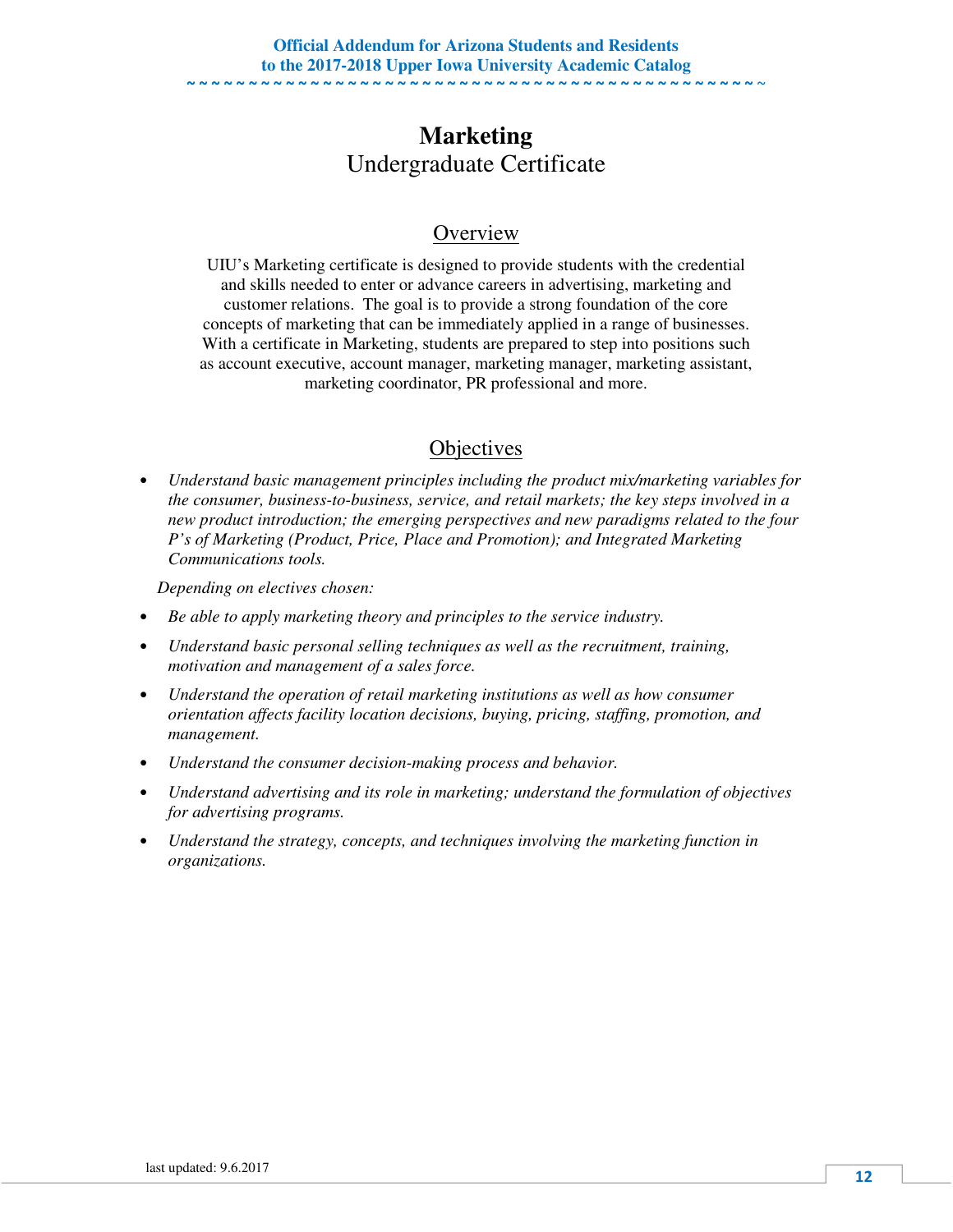# Marketing

## Undergraduate Certificate

### Overview

UIU's Marketing certificate is designed to provide students with the credential and skills needed to enter or advance careers in advertising, marketing and customer relations. The goal is to provide a strong foundation of the core concepts of marketing that can be immediately applied in a range of businesses. With a certificate in Marketing, students are prepared to step into positions such as account executive, account manager, marketing manager, marketing assistant, marketing coordinator, PR professional and more.

### Objectives

- *Understand basic management principles including the product mix/marketing variables for the consumer, business-to-business, service, and retail markets; the key steps involved in a new product introduction; the emerging perspectives and new paradigms related to the four P's of Marketing (Product, Price, Place and Promotion); and Integrated Marketing Communications tools.*

*Depending on electives chosen:*

- *Be able to apply marketing theory and principles to the service industry.*
- *Understand basic personal selling techniques as well as the recruitment, training, motivation and management of a sales force.*
- *Understand the operation of retail marketing institutions as well as how consumer orientation affects facility location decisions, buying, pricing, staffing, promotion, and management.*
- *Understand the consumer decision-making process and behavior.*
- *Understand advertising and its role in marketing; understand the formulation of objectives for advertising programs.*
- *Understand the strategy, concepts, and techniques involving the marketing function in organizations.*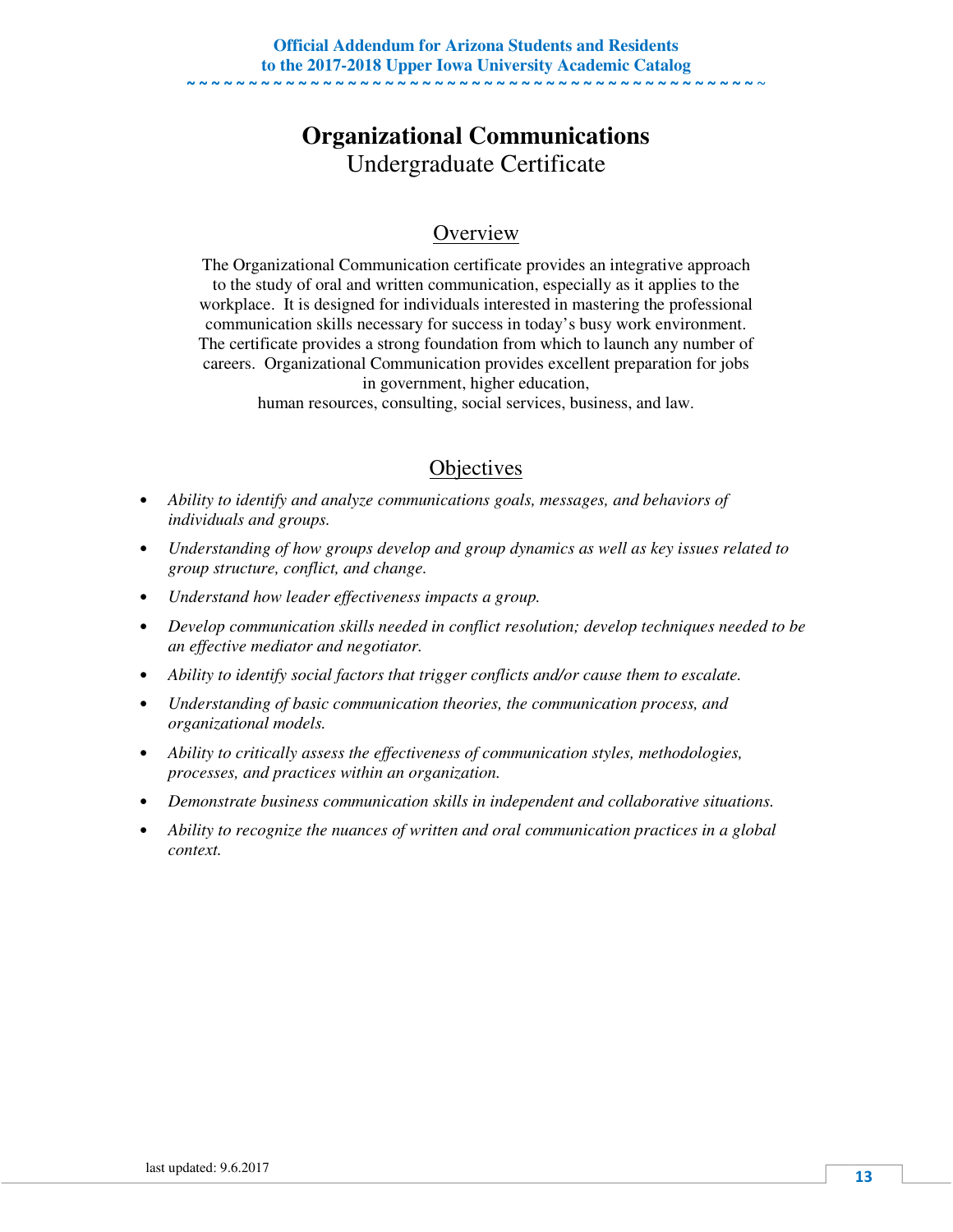# Organizational Communications

Undergraduate Certificate

## Overview

The Organizational Communication certificate provides an integrative approach to the study of oral and written communication, especially as it applies to the workplace. It is designed for individuals interested in mastering the professional communication skills necessary for success in today's busy work environment. The certificate provides a strong foundation from which to launch any number of careers. Organizational Communication provides excellent preparation for jobs in government, higher education, human resources, consulting, social services, business, and law.

## Objectives

- *Ability to identify and analyze communications goals, messages, and behaviors of individuals and groups.*
- *Understanding of how groups develop and group dynamics as well as key issues related to group structure, conflict, and change.*
- *Understand how leader effectiveness impacts a group.*
- *Develop communication skills needed in conflict resolution; develop techniques needed to be an effective mediator and negotiator.*
- *Ability to identify social factors that trigger conflicts and/or cause them to escalate.*
- *Understanding of basic communication theories, the communication process, and organizational models.*
- *Ability to critically assess the effectiveness of communication styles, methodologies, processes, and practices within an organization.*
- *Demonstrate business communication skills in independent and collaborative situations.*
- *Ability to recognize the nuances of written and oral communication practices in a global context.*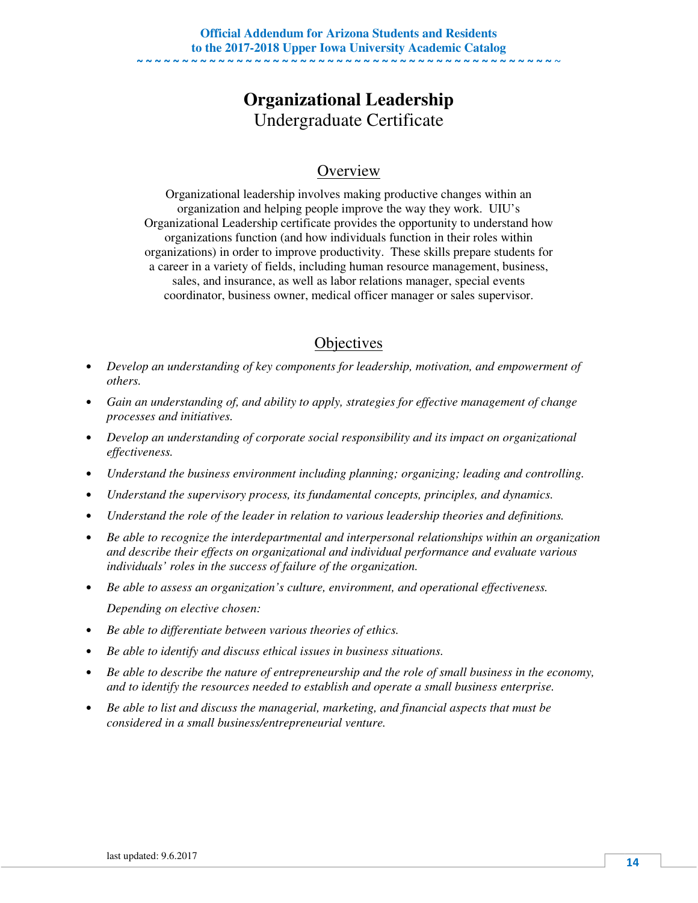# Organizational Leadership

Undergraduate Certificate

## Overview

Organizational leadership involves making productive changes within an organization and helping people improve the way they work. UIU's Organizational Leadership certificate provides the opportunity to understand how organizations function (and how individuals function in their roles within organizations) in order to improve productivity. These skills prepare students for a career in a variety of fields, including human resource management, business, sales, and insurance, as well as labor relations manager, special events coordinator, business owner, medical officer manager or sales supervisor.

## Objectives

- *Develop an understanding of key components for leadership, motivation, and empowerment of others.*
- *Gain an understanding of, and ability to apply, strategies for effective management of change processes and initiatives.*
- *Develop an understanding of corporate social responsibility and its impact on organizational effectiveness.*
- *Understand the business environment including planning; organizing; leading and controlling.*
- *Understand the supervisory process, its fundamental concepts, principles, and dynamics.*
- *Understand the role of the leader in relation to various leadership theories and definitions.*
- *Be able to recognize the interdepartmental and interpersonal relationships within an organization and describe their effects on organizational and individual performance and evaluate various individuals' roles in the success of failure of the organization.*
- *Be able to assess an organization's culture, environment, and operational effectiveness.*

*Depending on elective chosen:*

- *Be able to differentiate between various theories of ethics.*
- *Be able to identify and discuss ethical issues in business situations.*
- *Be able to describe the nature of entrepreneurship and the role of small business in the economy, and to identify the resources needed to establish and operate a small business enterprise.*
- *Be able to list and discuss the managerial, marketing, and financial aspects that must be considered in a small business/entrepreneurial venture.*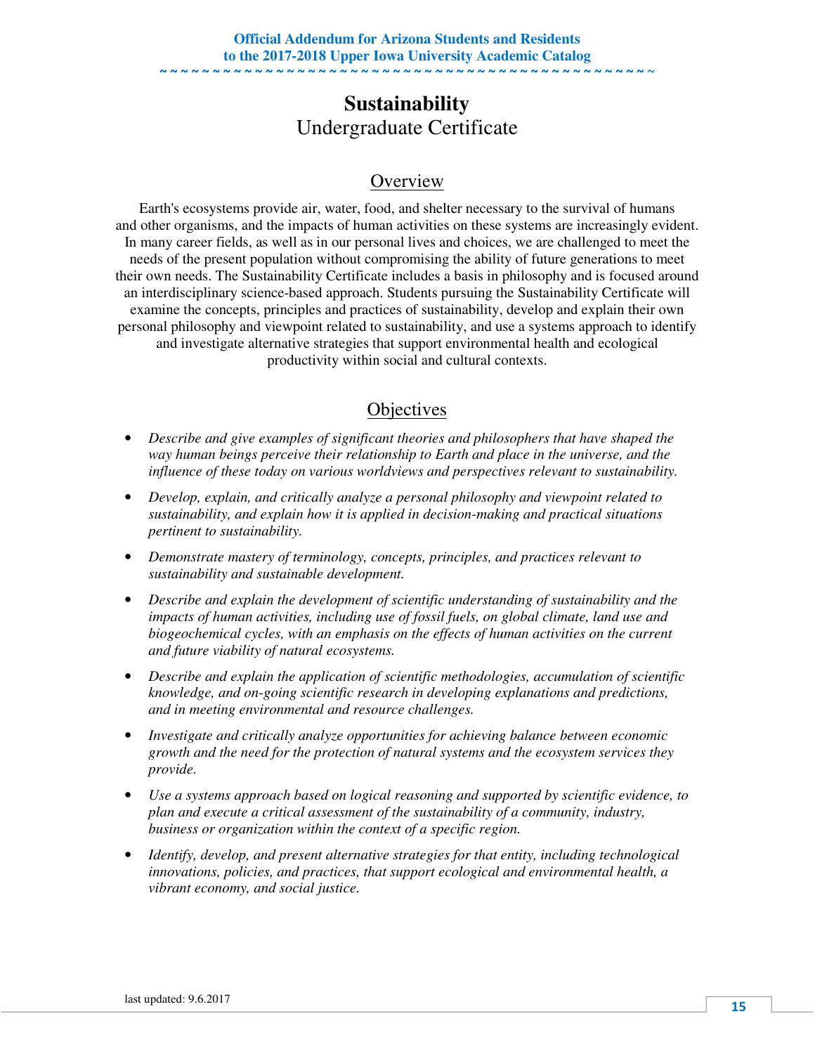# Sustainability

Undergraduate Certificate

## Overview

Earth's ecosystems provide air, water, food, and shelter necessary to the survival of humans and other organisms, and the impacts of human activities on these systems are increasingly evident. In many career fields, as well as in our personal lives and choices, we are challenged to meet the needs of the present population without compromising the ability of future generations to meet their own needs. The Sustainability Certificate includes a basis in philosophy and is focused around an interdisciplinary science-based approach. Students pursuing the Sustainability Certificate will examine the concepts, principles and practices of sustainability, develop and explain their own personal philosophy and viewpoint related to sustainability, and use a systems approach to identify and investigate alternative strategies that support environmental health and ecological productivity within social and cultural contexts.

## Objectives

- *Describe and give examples of significant theories and philosophers that have shaped the way human beings perceive their relationship to Earth and place in the universe, and the influence of these today on various worldviews and perspectives relevant to sustainability.*
- *Develop, explain, and critically analyze a personal philosophy and viewpoint related to sustainability, and explain how it is applied in decision-making and practical situations pertinent to sustainability.*
- *Demonstrate mastery of terminology, concepts, principles, and practices relevant to sustainability and sustainable development.*
- *Describe and explain the development of scientific understanding of sustainability and the impacts of human activities, including use of fossil fuels, on global climate, land use and biogeochemical cycles, with an emphasis on the effects of human activities on the current and future viability of natural ecosystems.*
- *Describe and explain the application of scientific methodologies, accumulation of scientific knowledge, and on-going scientific research in developing explanations and predictions, and in meeting environmental and resource challenges.*
- *Investigate and critically analyze opportunities for achieving balance between economic growth and the need for the protection of natural systems and the ecosystem services they provide.*
- *Use a systems approach based on logical reasoning and supported by scientific evidence, to plan and execute a critical assessment of the sustainability of a community, industry, business or organization within the context of a specific region.*
- *Identify, develop, and present alternative strategies for that entity, including technological innovations, policies, and practices, that support ecological and environmental health, a vibrant economy, and social justice.*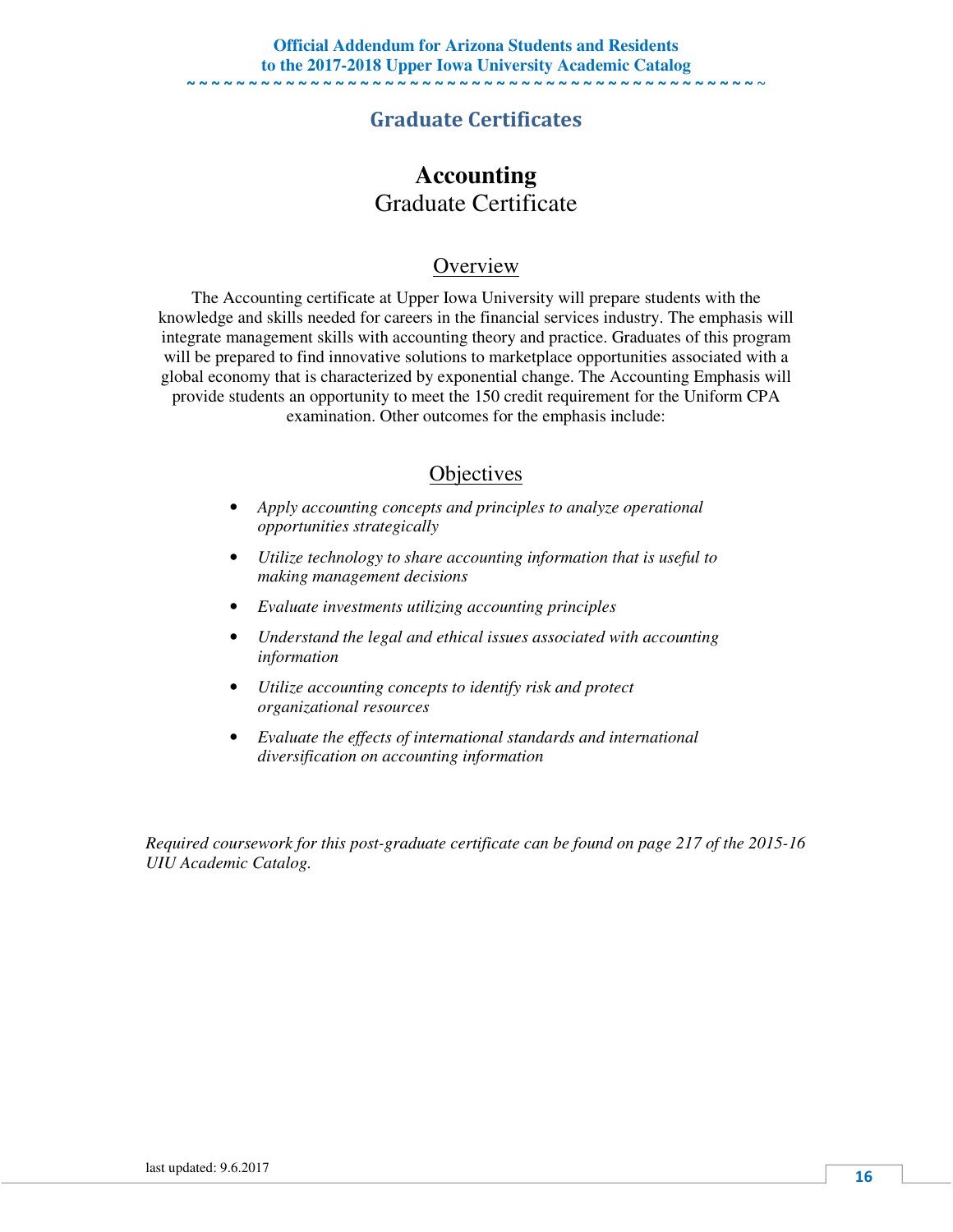## Graduate Certificates

# Accounting
## Graduate Certificate

### Overview

The Accounting certificate at Upper Iowa University will prepare students with the knowledge and skills needed for careers in the financial services industry. The emphasis will integrate management skills with accounting theory and practice. Graduates of this program will be prepared to find innovative solutions to marketplace opportunities associated with a global economy that is characterized by exponential change. The Accounting Emphasis will provide students an opportunity to meet the 150 credit requirement for the Uniform CPA examination. Other outcomes for the emphasis include:

### Objectives

- *Apply accounting concepts and principles to analyze operational opportunities strategically*
- *Utilize technology to share accounting information that is useful to making management decisions*
- *Evaluate investments utilizing accounting principles*
- *Understand the legal and ethical issues associated with accounting information*
- *Utilize accounting concepts to identify risk and protect organizational resources*
- *Evaluate the effects of international standards and international diversification on accounting information*

*Required coursework for this post-graduate certificate can be found on page 217 of the 2015-16 UIU Academic Catalog.*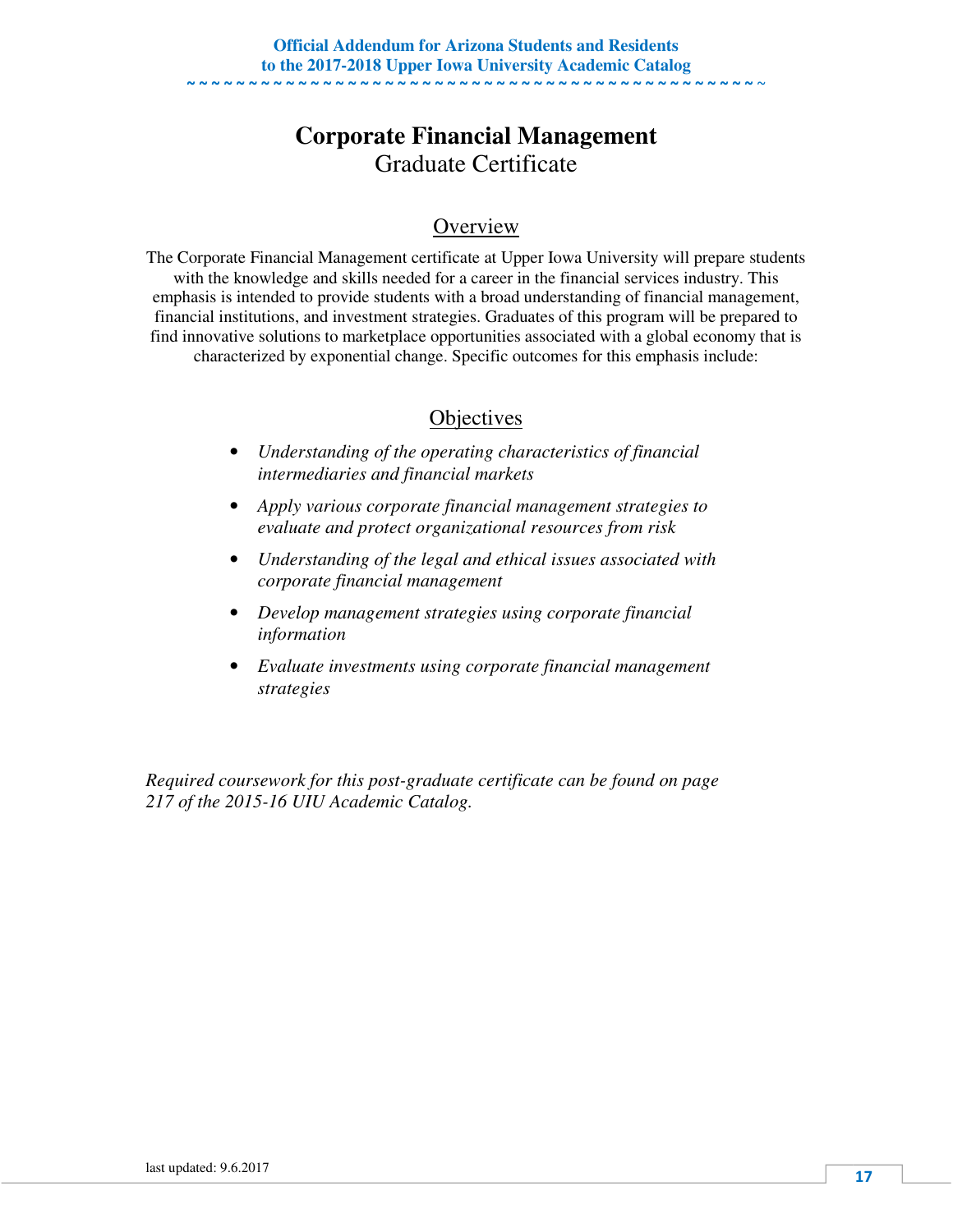# Corporate Financial Management

Graduate Certificate

## Overview

The Corporate Financial Management certificate at Upper Iowa University will prepare students with the knowledge and skills needed for a career in the financial services industry. This emphasis is intended to provide students with a broad understanding of financial management, financial institutions, and investment strategies. Graduates of this program will be prepared to find innovative solutions to marketplace opportunities associated with a global economy that is characterized by exponential change. Specific outcomes for this emphasis include:

## Objectives

- *Understanding of the operating characteristics of financial intermediaries and financial markets*
- *Apply various corporate financial management strategies to evaluate and protect organizational resources from risk*
- *Understanding of the legal and ethical issues associated with corporate financial management*
- *Develop management strategies using corporate financial information*
- *Evaluate investments using corporate financial management strategies*

*Required coursework for this post-graduate certificate can be found on page 217 of the 2015-16 UIU Academic Catalog.*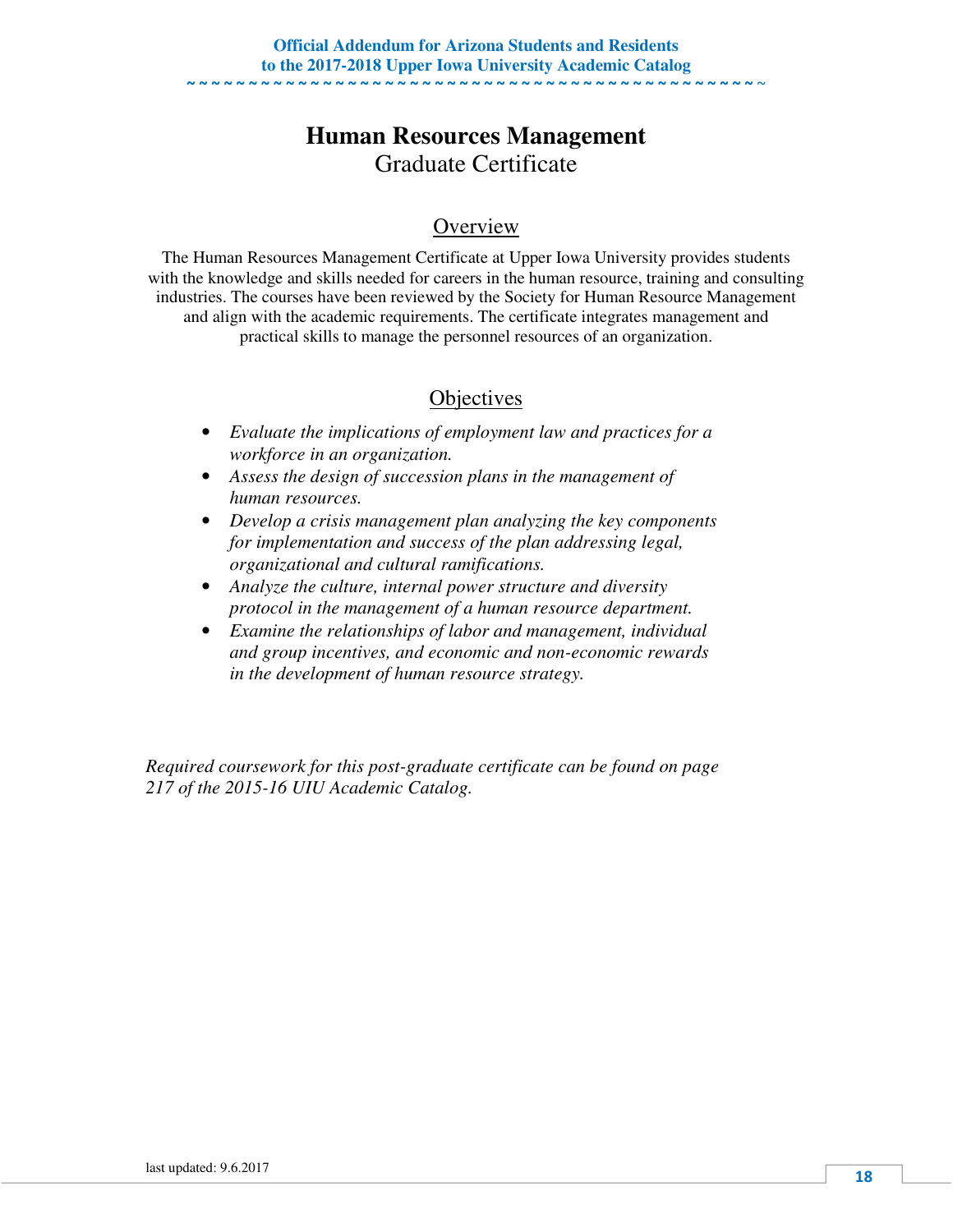# Human Resources Management

Graduate Certificate

## Overview

The Human Resources Management Certificate at Upper Iowa University provides students with the knowledge and skills needed for careers in the human resource, training and consulting industries. The courses have been reviewed by the Society for Human Resource Management and align with the academic requirements. The certificate integrates management and practical skills to manage the personnel resources of an organization.

## Objectives

- *Evaluate the implications of employment law and practices for a workforce in an organization.*
- *Assess the design of succession plans in the management of human resources.*
- *Develop a crisis management plan analyzing the key components for implementation and success of the plan addressing legal, organizational and cultural ramifications.*
- *Analyze the culture, internal power structure and diversity protocol in the management of a human resource department.*
- *Examine the relationships of labor and management, individual and group incentives, and economic and non-economic rewards in the development of human resource strategy.*

*Required coursework for this post-graduate certificate can be found on page 217 of the 2015-16 UIU Academic Catalog.*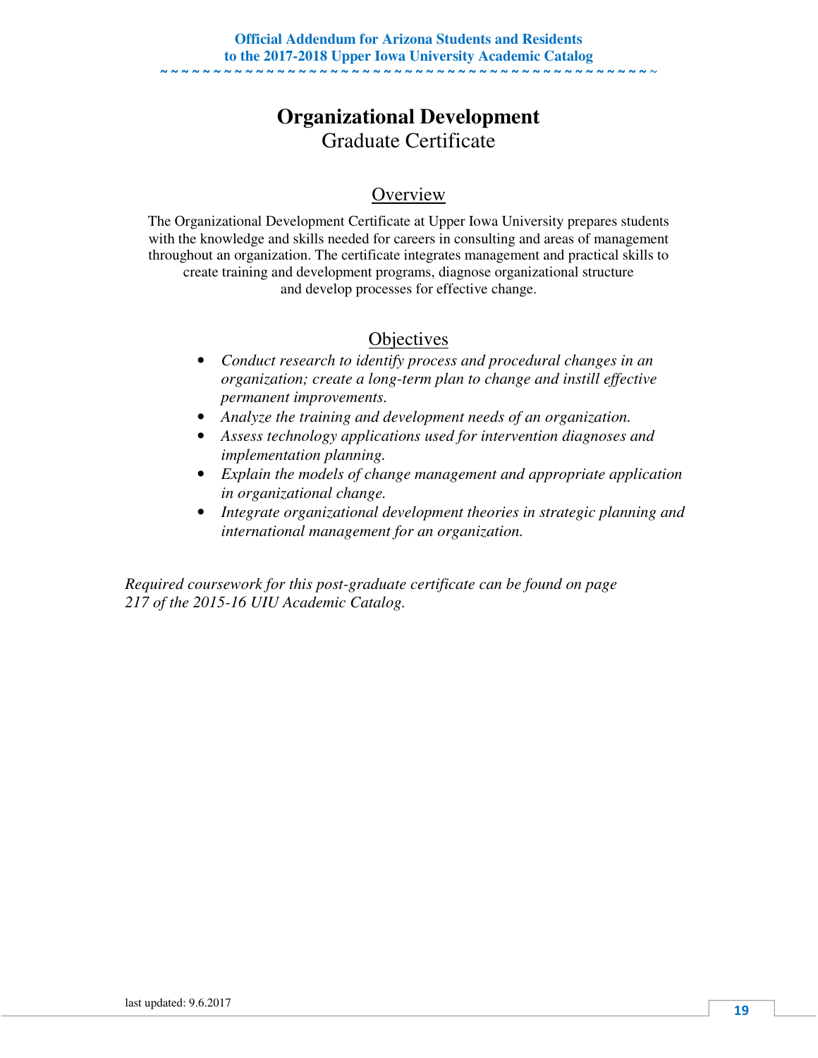# Organizational Development

## Graduate Certificate

### Overview

The Organizational Development Certificate at Upper Iowa University prepares students with the knowledge and skills needed for careers in consulting and areas of management throughout an organization. The certificate integrates management and practical skills to create training and development programs, diagnose organizational structure and develop processes for effective change.

### Objectives

- *Conduct research to identify process and procedural changes in an organization; create a long-term plan to change and instill effective permanent improvements.*
- *Analyze the training and development needs of an organization.*
- *Assess technology applications used for intervention diagnoses and implementation planning.*
- *Explain the models of change management and appropriate application in organizational change.*
- *Integrate organizational development theories in strategic planning and international management for an organization.*

*Required coursework for this post-graduate certificate can be found on page 217 of the 2015-16 UIU Academic Catalog.*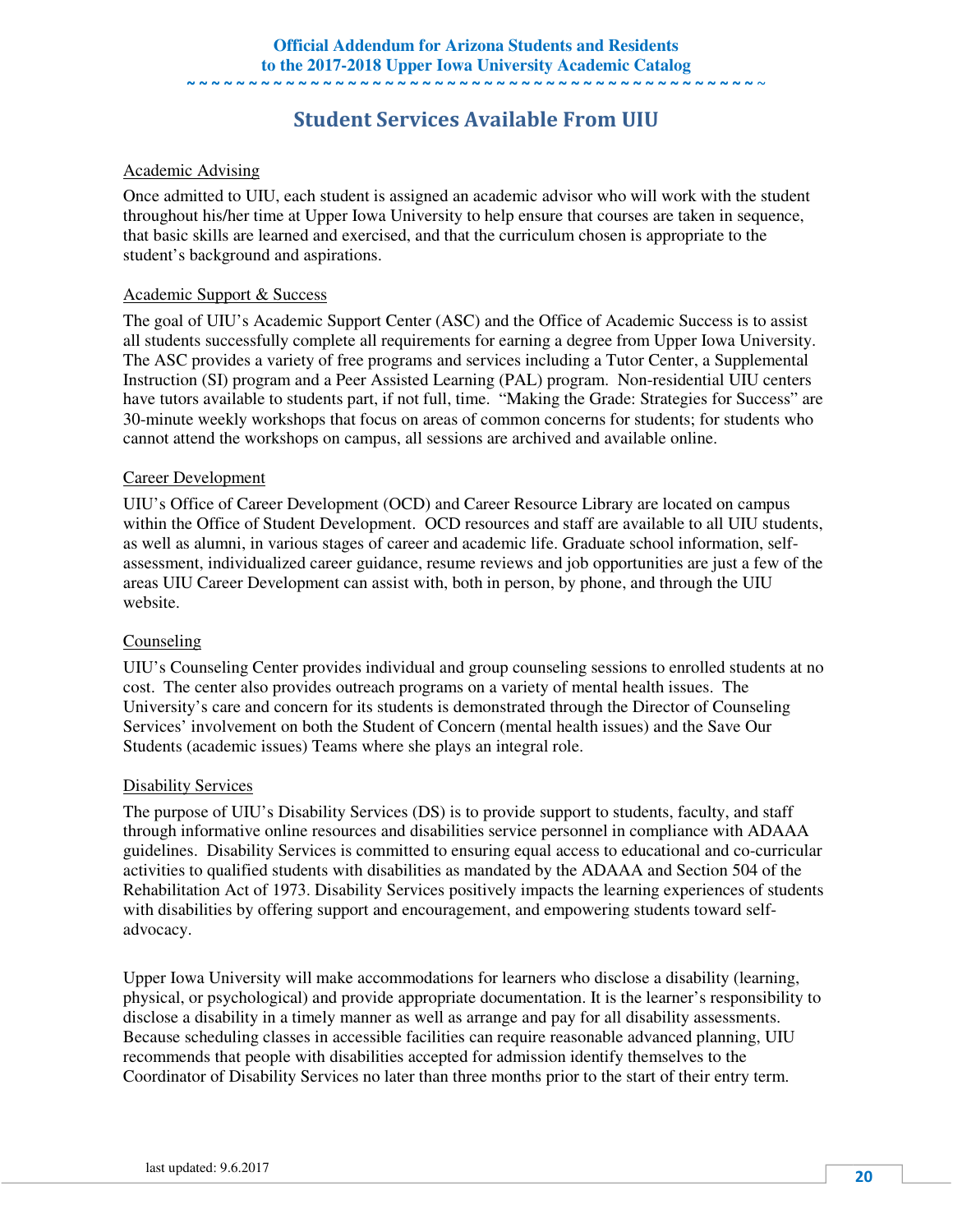## Student Services Available From UIU

### Academic Advising

Once admitted to UIU, each student is assigned an academic advisor who will work with the student throughout his/her time at Upper Iowa University to help ensure that courses are taken in sequence, that basic skills are learned and exercised, and that the curriculum chosen is appropriate to the student's background and aspirations.

### Academic Support & Success

The goal of UIU's Academic Support Center (ASC) and the Office of Academic Success is to assist all students successfully complete all requirements for earning a degree from Upper Iowa University. The ASC provides a variety of free programs and services including a Tutor Center, a Supplemental Instruction (SI) program and a Peer Assisted Learning (PAL) program. Non-residential UIU centers have tutors available to students part, if not full, time. "Making the Grade: Strategies for Success" are 30-minute weekly workshops that focus on areas of common concerns for students; for students who cannot attend the workshops on campus, all sessions are archived and available online.

### Career Development

UIU's Office of Career Development (OCD) and Career Resource Library are located on campus within the Office of Student Development. OCD resources and staff are available to all UIU students, as well as alumni, in various stages of career and academic life. Graduate school information, self-assessment, individualized career guidance, resume reviews and job opportunities are just a few of the areas UIU Career Development can assist with, both in person, by phone, and through the UIU website.

### Counseling

UIU's Counseling Center provides individual and group counseling sessions to enrolled students at no cost. The center also provides outreach programs on a variety of mental health issues. The University's care and concern for its students is demonstrated through the Director of Counseling Services' involvement on both the Student of Concern (mental health issues) and the Save Our Students (academic issues) Teams where she plays an integral role.

### Disability Services

The purpose of UIU's Disability Services (DS) is to provide support to students, faculty, and staff through informative online resources and disabilities service personnel in compliance with ADAAA guidelines. Disability Services is committed to ensuring equal access to educational and co-curricular activities to qualified students with disabilities as mandated by the ADAAA and Section 504 of the Rehabilitation Act of 1973. Disability Services positively impacts the learning experiences of students with disabilities by offering support and encouragement, and empowering students toward self-advocacy.

Upper Iowa University will make accommodations for learners who disclose a disability (learning, physical, or psychological) and provide appropriate documentation. It is the learner's responsibility to disclose a disability in a timely manner as well as arrange and pay for all disability assessments. Because scheduling classes in accessible facilities can require reasonable advanced planning, UIU recommends that people with disabilities accepted for admission identify themselves to the Coordinator of Disability Services no later than three months prior to the start of their entry term.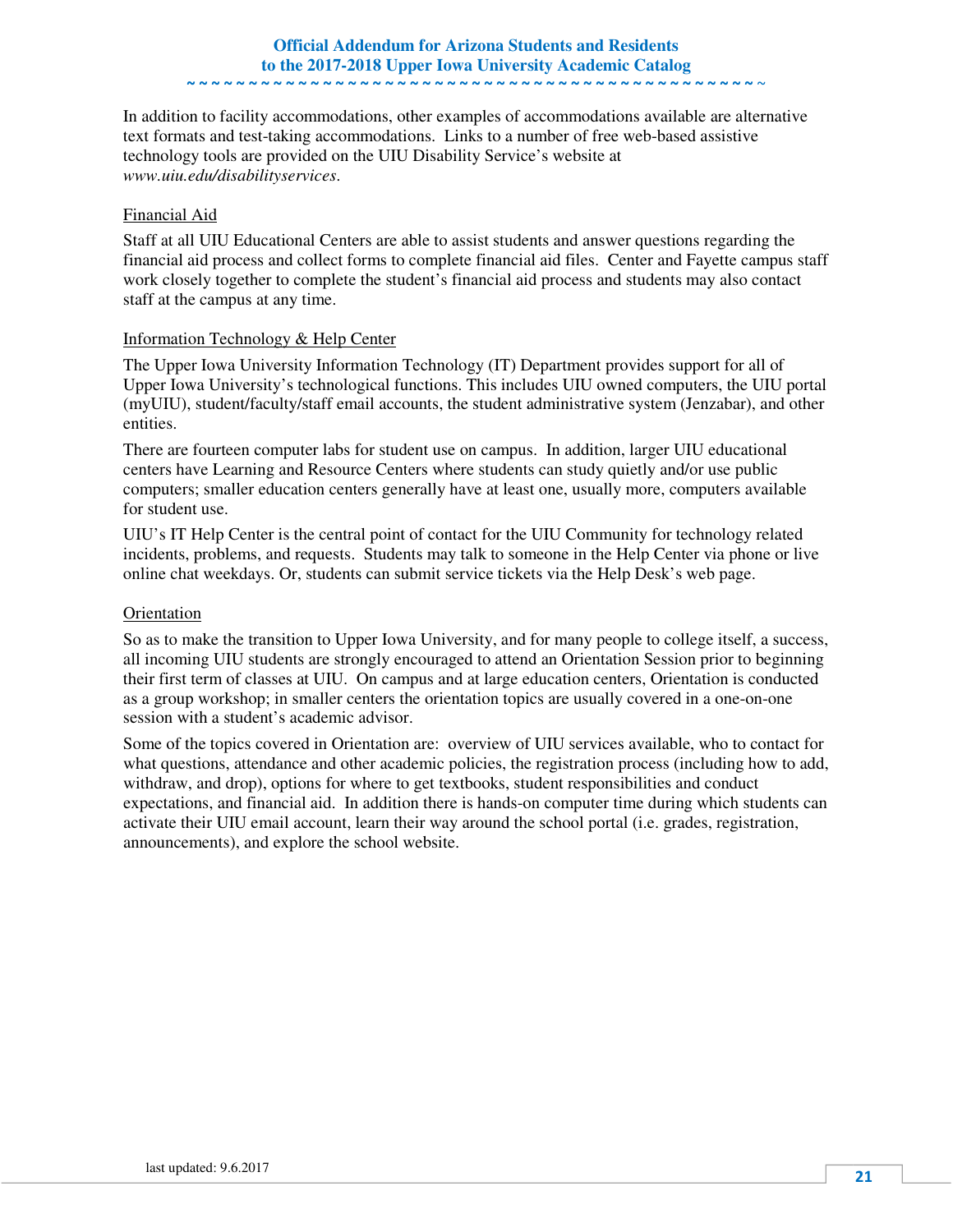In addition to facility accommodations, other examples of accommodations available are alternative text formats and test-taking accommodations. Links to a number of free web-based assistive technology tools are provided on the UIU Disability Service's website at *www.uiu.edu/disabilityservices.*

## Financial Aid

Staff at all UIU Educational Centers are able to assist students and answer questions regarding the financial aid process and collect forms to complete financial aid files. Center and Fayette campus staff work closely together to complete the student's financial aid process and students may also contact staff at the campus at any time.

## Information Technology & Help Center

The Upper Iowa University Information Technology (IT) Department provides support for all of Upper Iowa University's technological functions. This includes UIU owned computers, the UIU portal (myUIU), student/faculty/staff email accounts, the student administrative system (Jenzabar), and other entities.

There are fourteen computer labs for student use on campus. In addition, larger UIU educational centers have Learning and Resource Centers where students can study quietly and/or use public computers; smaller education centers generally have at least one, usually more, computers available for student use.

UIU's IT Help Center is the central point of contact for the UIU Community for technology related incidents, problems, and requests. Students may talk to someone in the Help Center via phone or live online chat weekdays. Or, students can submit service tickets via the Help Desk's web page.

## Orientation

So as to make the transition to Upper Iowa University, and for many people to college itself, a success, all incoming UIU students are strongly encouraged to attend an Orientation Session prior to beginning their first term of classes at UIU. On campus and at large education centers, Orientation is conducted as a group workshop; in smaller centers the orientation topics are usually covered in a one-on-one session with a student's academic advisor.

Some of the topics covered in Orientation are: overview of UIU services available, who to contact for what questions, attendance and other academic policies, the registration process (including how to add, withdraw, and drop), options for where to get textbooks, student responsibilities and conduct expectations, and financial aid. In addition there is hands-on computer time during which students can activate their UIU email account, learn their way around the school portal (i.e. grades, registration, announcements), and explore the school website.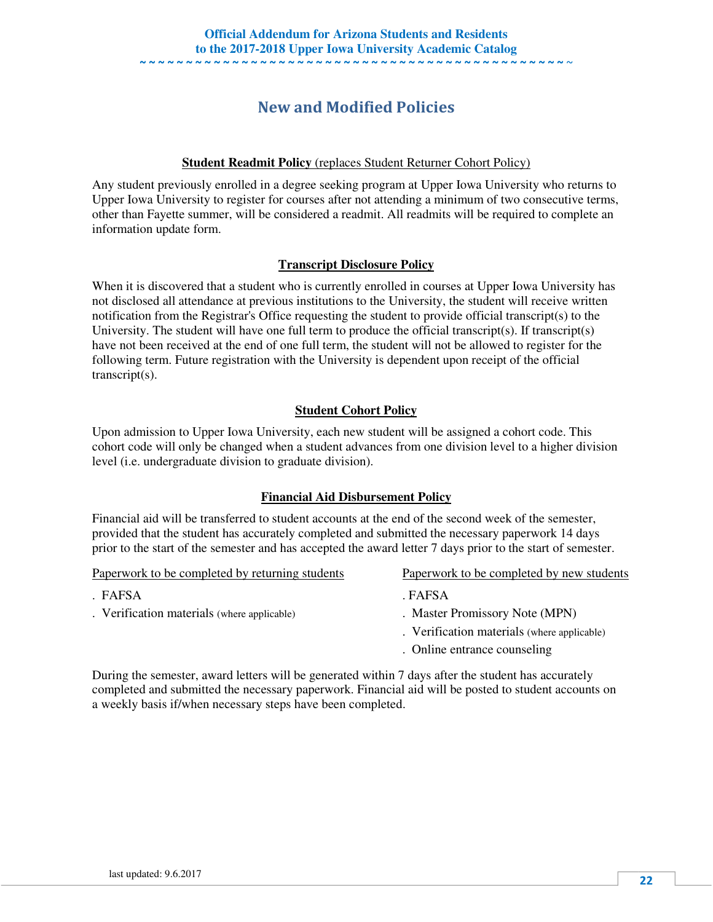## New and Modified Policies

### Student Readmit Policy (replaces Student Returner Cohort Policy)

Any student previously enrolled in a degree seeking program at Upper Iowa University who returns to Upper Iowa University to register for courses after not attending a minimum of two consecutive terms, other than Fayette summer, will be considered a readmit. All readmits will be required to complete an information update form.

### Transcript Disclosure Policy

When it is discovered that a student who is currently enrolled in courses at Upper Iowa University has not disclosed all attendance at previous institutions to the University, the student will receive written notification from the Registrar's Office requesting the student to provide official transcript(s) to the University. The student will have one full term to produce the official transcript(s). If transcript(s) have not been received at the end of one full term, the student will not be allowed to register for the following term. Future registration with the University is dependent upon receipt of the official transcript(s).

### Student Cohort Policy

Upon admission to Upper Iowa University, each new student will be assigned a cohort code. This cohort code will only be changed when a student advances from one division level to a higher division level (i.e. undergraduate division to graduate division).

### Financial Aid Disbursement Policy

Financial aid will be transferred to student accounts at the end of the second week of the semester, provided that the student has accurately completed and submitted the necessary paperwork 14 days prior to the start of the semester and has accepted the award letter 7 days prior to the start of semester.

Paperwork to be completed by returning students

- FAFSA
- Verification materials (where applicable)

Paperwork to be completed by new students

- FAFSA
- Master Promissory Note (MPN)
- Verification materials (where applicable)
- Online entrance counseling

During the semester, award letters will be generated within 7 days after the student has accurately completed and submitted the necessary paperwork. Financial aid will be posted to student accounts on a weekly basis if/when necessary steps have been completed.

last updated: 9.6.2017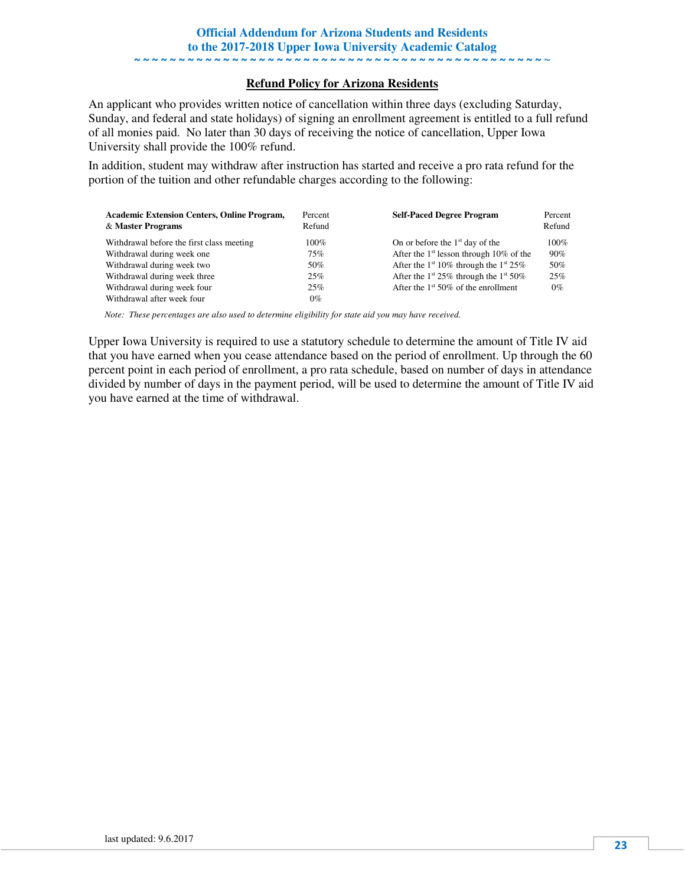**Official Addendum for Arizona Students and Residents to the 2017-2018 Upper Iowa University Academic Catalog**

## Refund Policy for Arizona Residents

An applicant who provides written notice of cancellation within three days (excluding Saturday, Sunday, and federal and state holidays) of signing an enrollment agreement is entitled to a full refund of all monies paid. No later than 30 days of receiving the notice of cancellation, Upper Iowa University shall provide the 100% refund.

In addition, student may withdraw after instruction has started and receive a pro rata refund for the portion of the tuition and other refundable charges according to the following:

| **Academic Extension Centers, Online Program, & Master Programs** | Percent Refund | **Self-Paced Degree Program** | Percent Refund |
|---|---|---|---|
| Withdrawal before the first class meeting | 100% | On or before the 1st day of the | 100% |
| Withdrawal during week one | 75% | After the 1st lesson through 10% of the | 90% |
| Withdrawal during week two | 50% | After the 1st 10% through the 1st 25% | 50% |
| Withdrawal during week three | 25% | After the 1st 25% through the 1st 50% | 25% |
| Withdrawal during week four | 25% | After the 1st 50% of the enrollment | 0% |
| Withdrawal after week four | 0% | | |

*Note: These percentages are also used to determine eligibility for state aid you may have received.*

Upper Iowa University is required to use a statutory schedule to determine the amount of Title IV aid that you have earned when you cease attendance based on the period of enrollment. Up through the 60 percent point in each period of enrollment, a pro rata schedule, based on number of days in attendance divided by number of days in the payment period, will be used to determine the amount of Title IV aid you have earned at the time of withdrawal.

last updated: 9.6.2017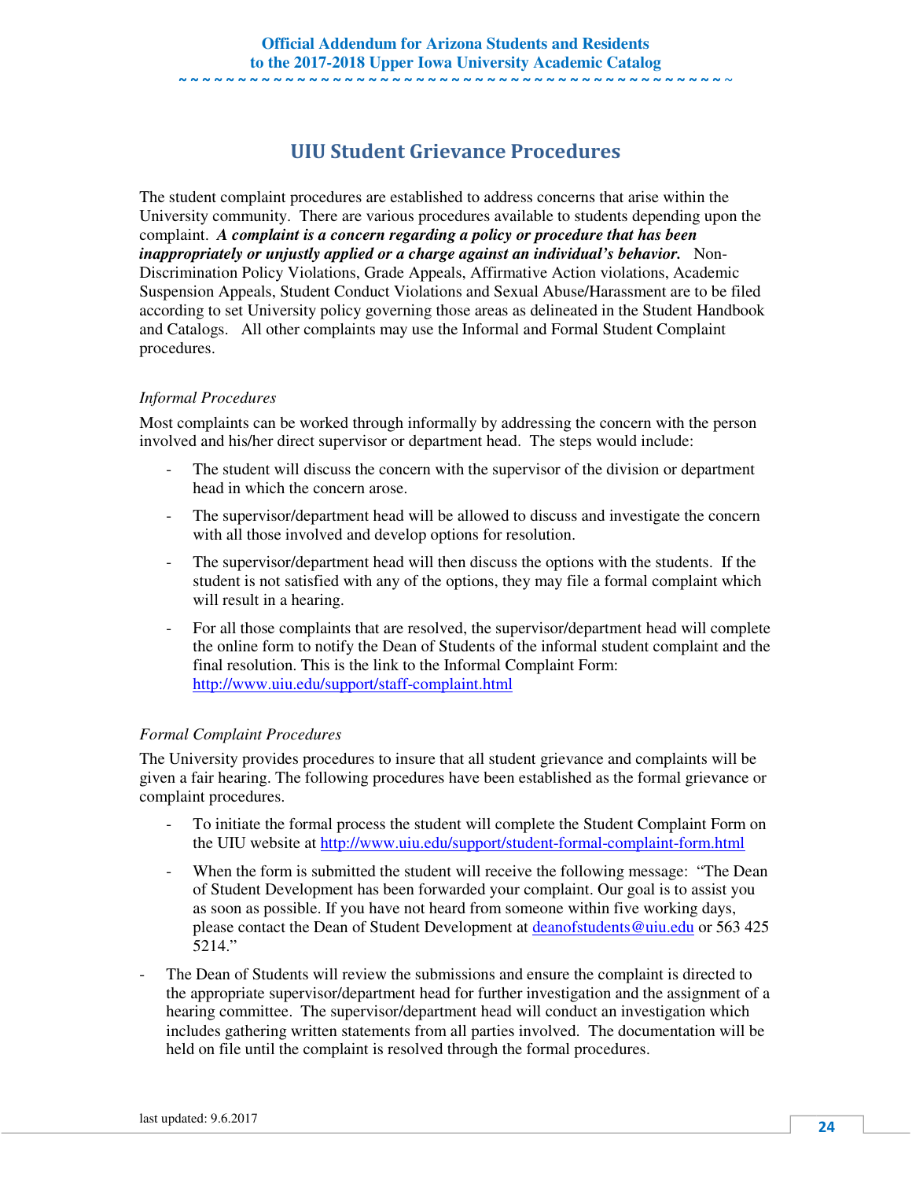## UIU Student Grievance Procedures

The student complaint procedures are established to address concerns that arise within the University community. There are various procedures available to students depending upon the complaint. ***A complaint is a concern regarding a policy or procedure that has been inappropriately or unjustly applied or a charge against an individual's behavior.*** Non-Discrimination Policy Violations, Grade Appeals, Affirmative Action violations, Academic Suspension Appeals, Student Conduct Violations and Sexual Abuse/Harassment are to be filed according to set University policy governing those areas as delineated in the Student Handbook and Catalogs. All other complaints may use the Informal and Formal Student Complaint procedures.

*Informal Procedures*

Most complaints can be worked through informally by addressing the concern with the person involved and his/her direct supervisor or department head. The steps would include:

- The student will discuss the concern with the supervisor of the division or department head in which the concern arose.
- The supervisor/department head will be allowed to discuss and investigate the concern with all those involved and develop options for resolution.
- The supervisor/department head will then discuss the options with the students. If the student is not satisfied with any of the options, they may file a formal complaint which will result in a hearing.
- For all those complaints that are resolved, the supervisor/department head will complete the online form to notify the Dean of Students of the informal student complaint and the final resolution. This is the link to the Informal Complaint Form: http://www.uiu.edu/support/staff-complaint.html

*Formal Complaint Procedures*

The University provides procedures to insure that all student grievance and complaints will be given a fair hearing. The following procedures have been established as the formal grievance or complaint procedures.

- To initiate the formal process the student will complete the Student Complaint Form on the UIU website at http://www.uiu.edu/support/student-formal-complaint-form.html
- When the form is submitted the student will receive the following message: "The Dean of Student Development has been forwarded your complaint. Our goal is to assist you as soon as possible. If you have not heard from someone within five working days, please contact the Dean of Student Development at deanofstudents@uiu.edu or 563 425 5214."
- The Dean of Students will review the submissions and ensure the complaint is directed to the appropriate supervisor/department head for further investigation and the assignment of a hearing committee. The supervisor/department head will conduct an investigation which includes gathering written statements from all parties involved. The documentation will be held on file until the complaint is resolved through the formal procedures.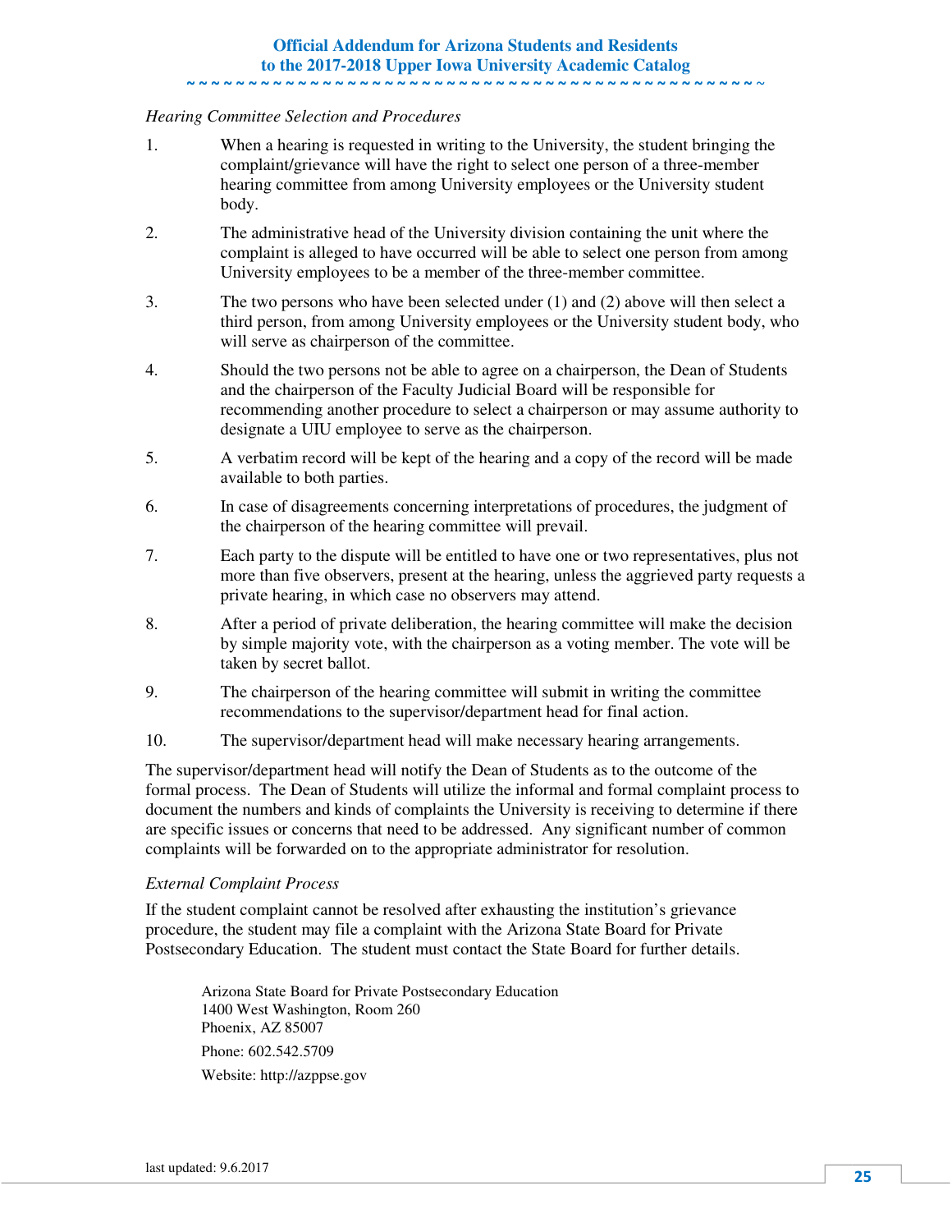*Hearing Committee Selection and Procedures*

1. When a hearing is requested in writing to the University, the student bringing the complaint/grievance will have the right to select one person of a three-member hearing committee from among University employees or the University student body.
2. The administrative head of the University division containing the unit where the complaint is alleged to have occurred will be able to select one person from among University employees to be a member of the three-member committee.
3. The two persons who have been selected under (1) and (2) above will then select a third person, from among University employees or the University student body, who will serve as chairperson of the committee.
4. Should the two persons not be able to agree on a chairperson, the Dean of Students and the chairperson of the Faculty Judicial Board will be responsible for recommending another procedure to select a chairperson or may assume authority to designate a UIU employee to serve as the chairperson.
5. A verbatim record will be kept of the hearing and a copy of the record will be made available to both parties.
6. In case of disagreements concerning interpretations of procedures, the judgment of the chairperson of the hearing committee will prevail.
7. Each party to the dispute will be entitled to have one or two representatives, plus not more than five observers, present at the hearing, unless the aggrieved party requests a private hearing, in which case no observers may attend.
8. After a period of private deliberation, the hearing committee will make the decision by simple majority vote, with the chairperson as a voting member. The vote will be taken by secret ballot.
9. The chairperson of the hearing committee will submit in writing the committee recommendations to the supervisor/department head for final action.
10. The supervisor/department head will make necessary hearing arrangements.

The supervisor/department head will notify the Dean of Students as to the outcome of the formal process. The Dean of Students will utilize the informal and formal complaint process to document the numbers and kinds of complaints the University is receiving to determine if there are specific issues or concerns that need to be addressed. Any significant number of common complaints will be forwarded on to the appropriate administrator for resolution.

*External Complaint Process*

If the student complaint cannot be resolved after exhausting the institution's grievance procedure, the student may file a complaint with the Arizona State Board for Private Postsecondary Education. The student must contact the State Board for further details.

Arizona State Board for Private Postsecondary Education
1400 West Washington, Room 260
Phoenix, AZ 85007

Phone: 602.542.5709

Website: http://azppse.gov

last updated: 9.6.2017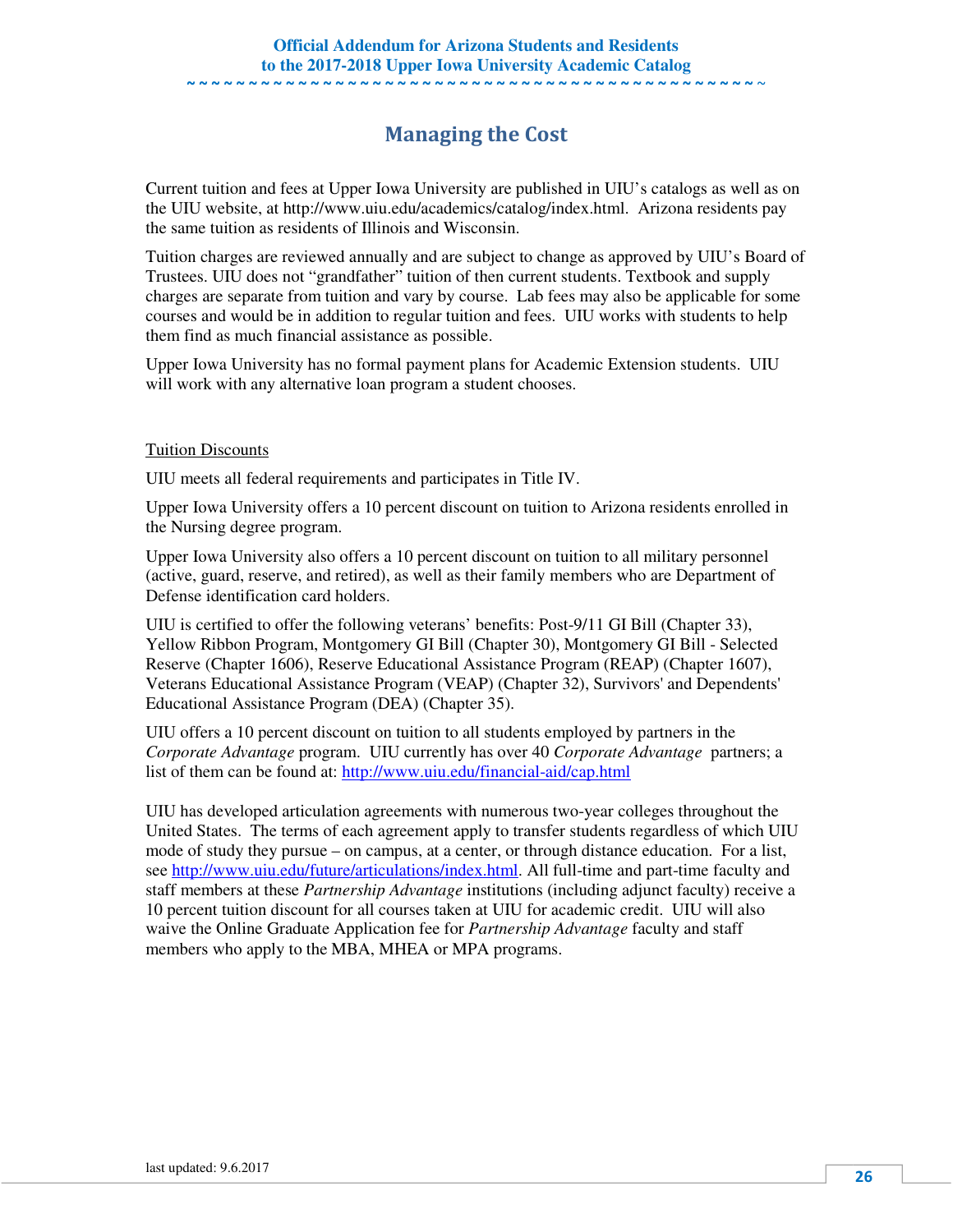## Managing the Cost

Current tuition and fees at Upper Iowa University are published in UIU's catalogs as well as on the UIU website, at http://www.uiu.edu/academics/catalog/index.html. Arizona residents pay the same tuition as residents of Illinois and Wisconsin.

Tuition charges are reviewed annually and are subject to change as approved by UIU's Board of Trustees. UIU does not "grandfather" tuition of then current students. Textbook and supply charges are separate from tuition and vary by course. Lab fees may also be applicable for some courses and would be in addition to regular tuition and fees. UIU works with students to help them find as much financial assistance as possible.

Upper Iowa University has no formal payment plans for Academic Extension students. UIU will work with any alternative loan program a student chooses.

### Tuition Discounts

UIU meets all federal requirements and participates in Title IV.

Upper Iowa University offers a 10 percent discount on tuition to Arizona residents enrolled in the Nursing degree program.

Upper Iowa University also offers a 10 percent discount on tuition to all military personnel (active, guard, reserve, and retired), as well as their family members who are Department of Defense identification card holders.

UIU is certified to offer the following veterans' benefits: Post-9/11 GI Bill (Chapter 33), Yellow Ribbon Program, Montgomery GI Bill (Chapter 30), Montgomery GI Bill - Selected Reserve (Chapter 1606), Reserve Educational Assistance Program (REAP) (Chapter 1607), Veterans Educational Assistance Program (VEAP) (Chapter 32), Survivors' and Dependents' Educational Assistance Program (DEA) (Chapter 35).

UIU offers a 10 percent discount on tuition to all students employed by partners in the *Corporate Advantage* program. UIU currently has over 40 *Corporate Advantage* partners; a list of them can be found at: http://www.uiu.edu/financial-aid/cap.html

UIU has developed articulation agreements with numerous two-year colleges throughout the United States. The terms of each agreement apply to transfer students regardless of which UIU mode of study they pursue – on campus, at a center, or through distance education. For a list, see http://www.uiu.edu/future/articulations/index.html. All full-time and part-time faculty and staff members at these *Partnership Advantage* institutions (including adjunct faculty) receive a 10 percent tuition discount for all courses taken at UIU for academic credit. UIU will also waive the Online Graduate Application fee for *Partnership Advantage* faculty and staff members who apply to the MBA, MHEA or MPA programs.

last updated: 9.6.2017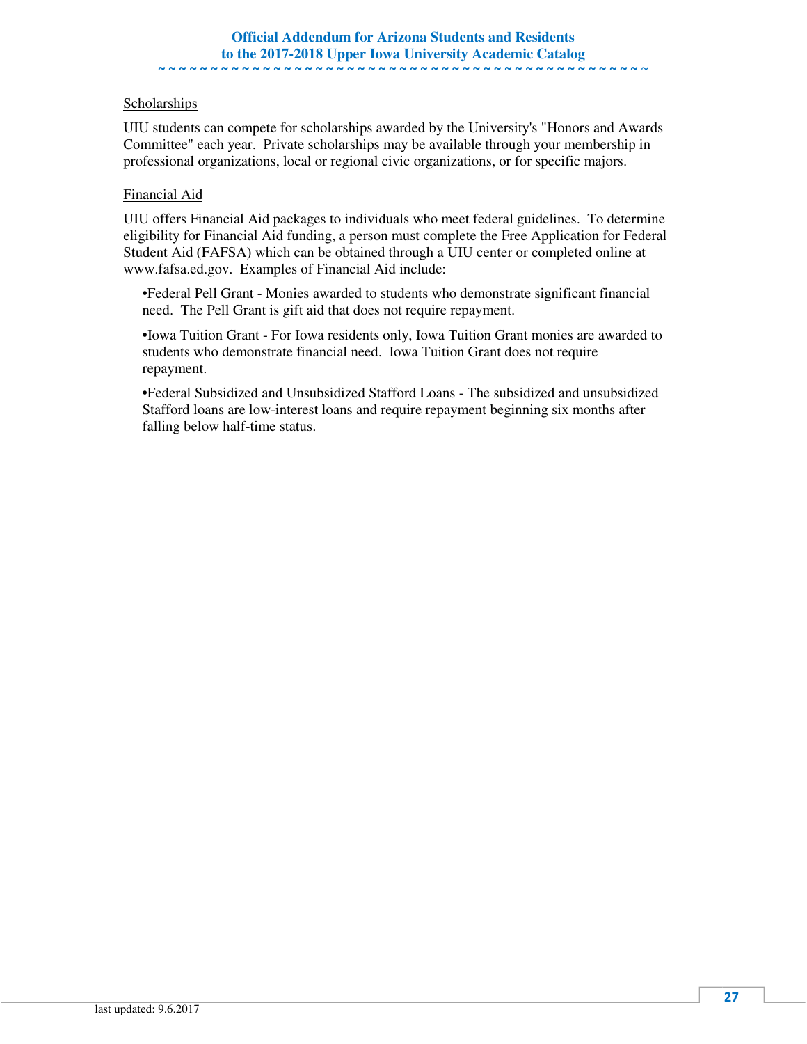## Scholarships

UIU students can compete for scholarships awarded by the University's "Honors and Awards Committee" each year. Private scholarships may be available through your membership in professional organizations, local or regional civic organizations, or for specific majors.

## Financial Aid

UIU offers Financial Aid packages to individuals who meet federal guidelines. To determine eligibility for Financial Aid funding, a person must complete the Free Application for Federal Student Aid (FAFSA) which can be obtained through a UIU center or completed online at www.fafsa.ed.gov. Examples of Financial Aid include:

- Federal Pell Grant - Monies awarded to students who demonstrate significant financial need. The Pell Grant is gift aid that does not require repayment.
- Iowa Tuition Grant - For Iowa residents only, Iowa Tuition Grant monies are awarded to students who demonstrate financial need. Iowa Tuition Grant does not require repayment.
- Federal Subsidized and Unsubsidized Stafford Loans - The subsidized and unsubsidized Stafford loans are low-interest loans and require repayment beginning six months after falling below half-time status.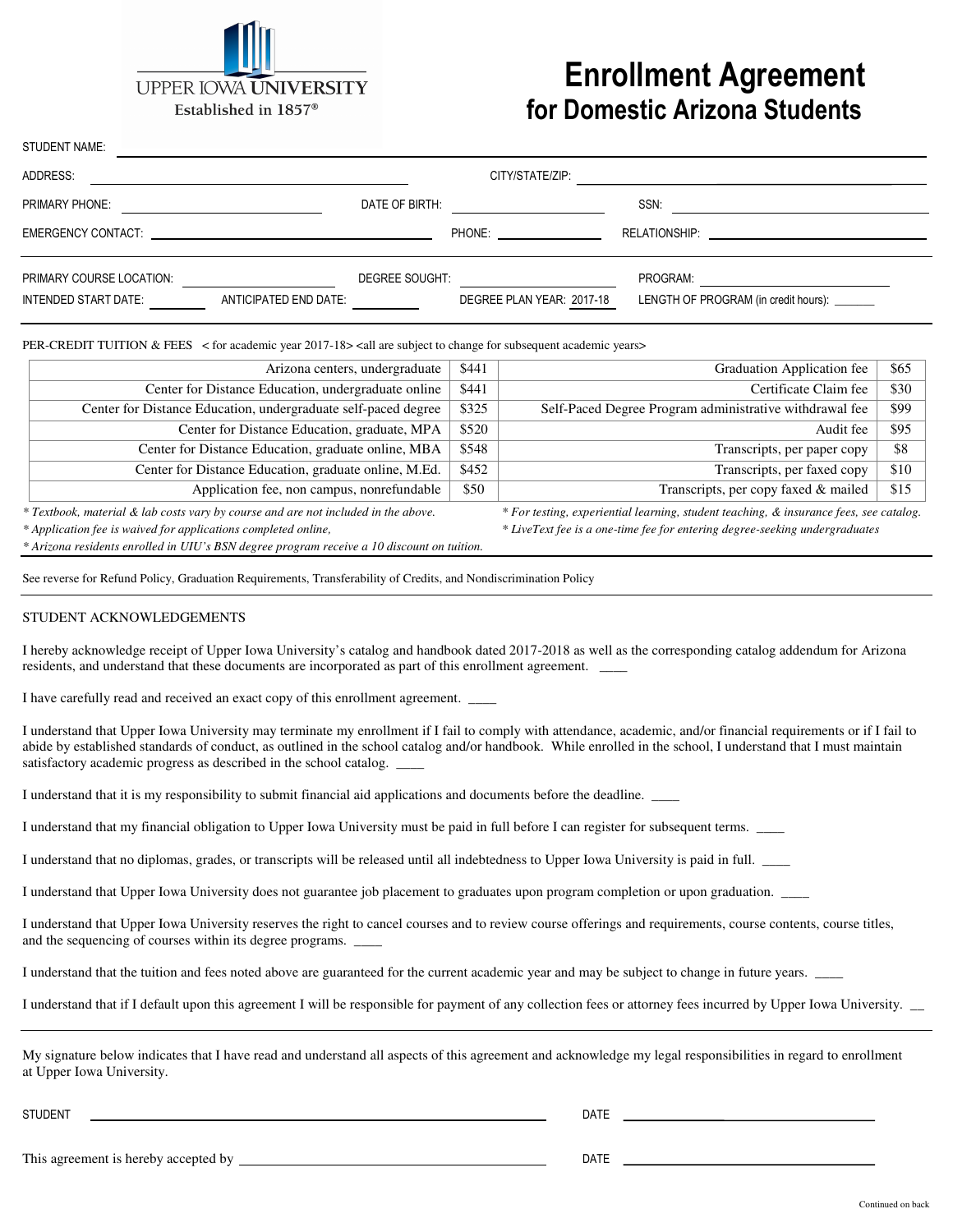UPPER IOWA UNIVERSITY
Established in 1857®

# Enrollment Agreement
## for Domestic Arizona Students

STUDENT NAME: ______________________________

ADDRESS: ______________________ CITY/STATE/ZIP: ______________________

PRIMARY PHONE: ______________ DATE OF BIRTH: ______________ SSN: ______________

EMERGENCY CONTACT: ______________ PHONE: ______________ RELATIONSHIP: ______________

PRIMARY COURSE LOCATION: ______________ DEGREE SOUGHT: ______________ PROGRAM: ______________

INTENDED START DATE: ________ ANTICIPATED END DATE: ________ DEGREE PLAN YEAR: 2017-18 LENGTH OF PROGRAM (in credit hours): ______

PER-CREDIT TUITION & FEES < for academic year 2017-18> <all are subject to change for subsequent academic years>

| | | | |
|---|---|---|---|
| Arizona centers, undergraduate | $441 | Graduation Application fee | $65 |
| Center for Distance Education, undergraduate online | $441 | Certificate Claim fee | $30 |
| Center for Distance Education, undergraduate self-paced degree | $325 | Self-Paced Degree Program administrative withdrawal fee | $99 |
| Center for Distance Education, graduate, MPA | $520 | Audit fee | $95 |
| Center for Distance Education, graduate online, MBA | $548 | Transcripts, per paper copy | $8 |
| Center for Distance Education, graduate online, M.Ed. | $452 | Transcripts, per faxed copy | $10 |
| Application fee, non campus, nonrefundable | $50 | Transcripts, per copy faxed & mailed | $15 |

*\* Textbook, material & lab costs vary by course and are not included in the above.*
*\* Application fee is waived for applications completed online,*
*\* Arizona residents enrolled in UIU's BSN degree program receive a 10 discount on tuition.*
*\* For testing, experiential learning, student teaching, & insurance fees, see catalog.*
*\* LiveText fee is a one-time fee for entering degree-seeking undergraduates*

See reverse for Refund Policy, Graduation Requirements, Transferability of Credits, and Nondiscrimination Policy

STUDENT ACKNOWLEDGEMENTS

I hereby acknowledge receipt of Upper Iowa University's catalog and handbook dated 2017-2018 as well as the corresponding catalog addendum for Arizona residents, and understand that these documents are incorporated as part of this enrollment agreement. ____

I have carefully read and received an exact copy of this enrollment agreement. ____

I understand that Upper Iowa University may terminate my enrollment if I fail to comply with attendance, academic, and/or financial requirements or if I fail to abide by established standards of conduct, as outlined in the school catalog and/or handbook. While enrolled in the school, I understand that I must maintain satisfactory academic progress as described in the school catalog. ____

I understand that it is my responsibility to submit financial aid applications and documents before the deadline. ____

I understand that my financial obligation to Upper Iowa University must be paid in full before I can register for subsequent terms. ____

I understand that no diplomas, grades, or transcripts will be released until all indebtedness to Upper Iowa University is paid in full. ____

I understand that Upper Iowa University does not guarantee job placement to graduates upon program completion or upon graduation. ____

I understand that Upper Iowa University reserves the right to cancel courses and to review course offerings and requirements, course contents, course titles, and the sequencing of courses within its degree programs. ____

I understand that the tuition and fees noted above are guaranteed for the current academic year and may be subject to change in future years. ____

I understand that if I default upon this agreement I will be responsible for payment of any collection fees or attorney fees incurred by Upper Iowa University. __

My signature below indicates that I have read and understand all aspects of this agreement and acknowledge my legal responsibilities in regard to enrollment at Upper Iowa University.

STUDENT ______________________________ DATE ______________

This agreement is hereby accepted by ______________________________ DATE ______________

Continued on back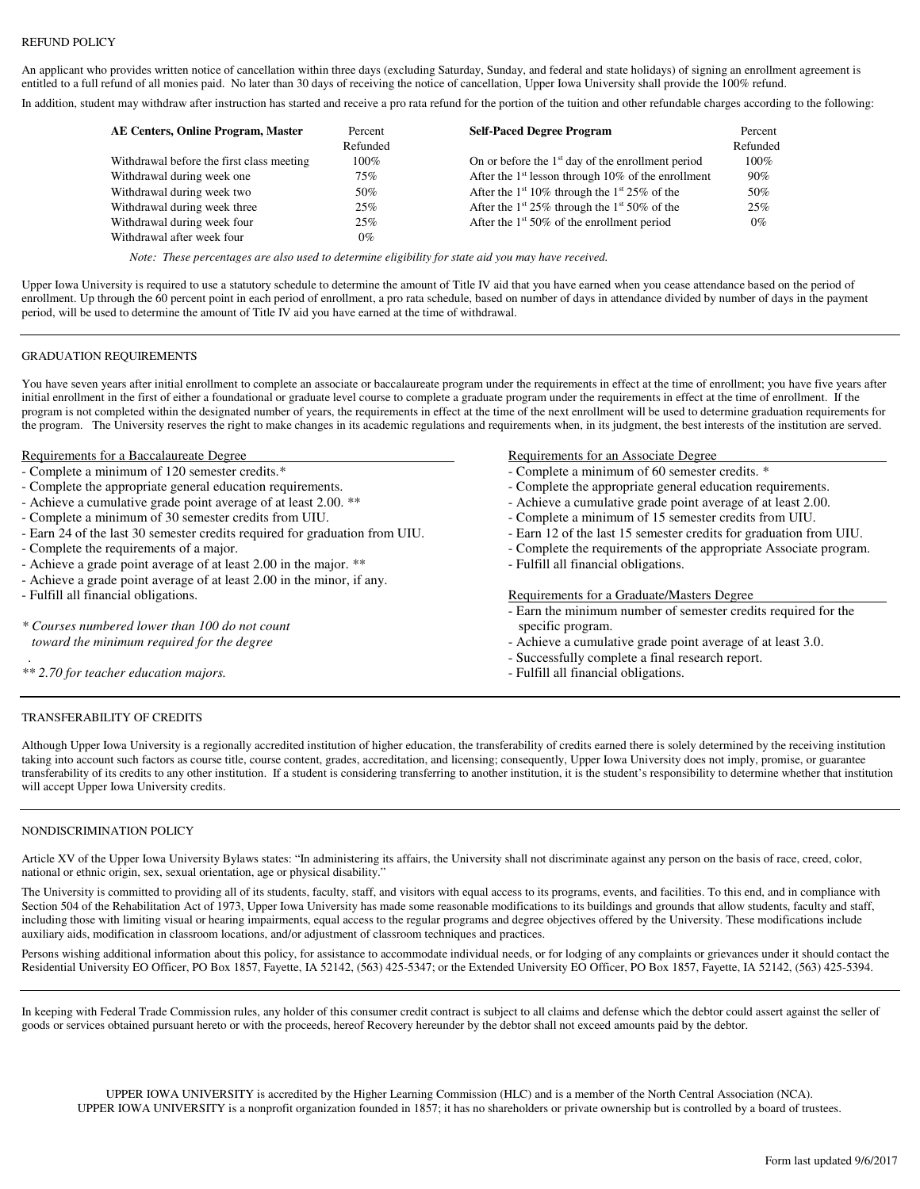## REFUND POLICY

An applicant who provides written notice of cancellation within three days (excluding Saturday, Sunday, and federal and state holidays) of signing an enrollment agreement is entitled to a full refund of all monies paid. No later than 30 days of receiving the notice of cancellation, Upper Iowa University shall provide the 100% refund.

In addition, student may withdraw after instruction has started and receive a pro rata refund for the portion of the tuition and other refundable charges according to the following:

| AE Centers, Online Program, Master | Percent Refunded | Self-Paced Degree Program | Percent Refunded |
|---|---|---|---|
| Withdrawal before the first class meeting | 100% | On or before the 1st day of the enrollment period | 100% |
| Withdrawal during week one | 75% | After the 1st lesson through 10% of the enrollment | 90% |
| Withdrawal during week two | 50% | After the 1st 10% through the 1st 25% of the | 50% |
| Withdrawal during week three | 25% | After the 1st 25% through the 1st 50% of the | 25% |
| Withdrawal during week four | 25% | After the 1st 50% of the enrollment period | 0% |
| Withdrawal after week four | 0% | | |

*Note: These percentages are also used to determine eligibility for state aid you may have received.*

Upper Iowa University is required to use a statutory schedule to determine the amount of Title IV aid that you have earned when you cease attendance based on the period of enrollment. Up through the 60 percent point in each period of enrollment, a pro rata schedule, based on number of days in attendance divided by number of days in the payment period, will be used to determine the amount of Title IV aid you have earned at the time of withdrawal.

## GRADUATION REQUIREMENTS

You have seven years after initial enrollment to complete an associate or baccalaureate program under the requirements in effect at the time of enrollment; you have five years after initial enrollment in the first of either a foundational or graduate level course to complete a graduate program under the requirements in effect at the time of enrollment. If the program is not completed within the designated number of years, the requirements in effect at the time of the next enrollment will be used to determine graduation requirements for the program. The University reserves the right to make changes in its academic regulations and requirements when, in its judgment, the best interests of the institution are served.

### Requirements for a Baccalaureate Degree

- Complete a minimum of 120 semester credits.*
- Complete the appropriate general education requirements.
- Achieve a cumulative grade point average of at least 2.00. **
- Complete a minimum of 30 semester credits from UIU.
- Earn 24 of the last 30 semester credits required for graduation from UIU.
- Complete the requirements of a major.
- Achieve a grade point average of at least 2.00 in the major. **
- Achieve a grade point average of at least 2.00 in the minor, if any.
- Fulfill all financial obligations.

*\* Courses numbered lower than 100 do not count toward the minimum required for the degree*

*\*\* 2.70 for teacher education majors.*

### Requirements for an Associate Degree

- Complete a minimum of 60 semester credits. *
- Complete the appropriate general education requirements.
- Achieve a cumulative grade point average of at least 2.00.
- Complete a minimum of 15 semester credits from UIU.
- Earn 12 of the last 15 semester credits for graduation from UIU.
- Complete the requirements of the appropriate Associate program.
- Fulfill all financial obligations.

### Requirements for a Graduate/Masters Degree

- Earn the minimum number of semester credits required for the specific program.
- Achieve a cumulative grade point average of at least 3.0.
- Successfully complete a final research report.
- Fulfill all financial obligations.

## TRANSFERABILITY OF CREDITS

Although Upper Iowa University is a regionally accredited institution of higher education, the transferability of credits earned there is solely determined by the receiving institution taking into account such factors as course title, course content, grades, accreditation, and licensing; consequently, Upper Iowa University does not imply, promise, or guarantee transferability of its credits to any other institution. If a student is considering transferring to another institution, it is the student's responsibility to determine whether that institution will accept Upper Iowa University credits.

## NONDISCRIMINATION POLICY

Article XV of the Upper Iowa University Bylaws states: "In administering its affairs, the University shall not discriminate against any person on the basis of race, creed, color, national or ethnic origin, sex, sexual orientation, age or physical disability."

The University is committed to providing all of its students, faculty, staff, and visitors with equal access to its programs, events, and facilities. To this end, and in compliance with Section 504 of the Rehabilitation Act of 1973, Upper Iowa University has made some reasonable modifications to its buildings and grounds that allow students, faculty and staff, including those with limiting visual or hearing impairments, equal access to the regular programs and degree objectives offered by the University. These modifications include auxiliary aids, modification in classroom locations, and/or adjustment of classroom techniques and practices.

Persons wishing additional information about this policy, for assistance to accommodate individual needs, or for lodging of any complaints or grievances under it should contact the Residential University EO Officer, PO Box 1857, Fayette, IA 52142, (563) 425-5347; or the Extended University EO Officer, PO Box 1857, Fayette, IA 52142, (563) 425-5394.

---

In keeping with Federal Trade Commission rules, any holder of this consumer credit contract is subject to all claims and defense which the debtor could assert against the seller of goods or services obtained pursuant hereto or with the proceeds, hereof Recovery hereunder by the debtor shall not exceed amounts paid by the debtor.

UPPER IOWA UNIVERSITY is accredited by the Higher Learning Commission (HLC) and is a member of the North Central Association (NCA).
UPPER IOWA UNIVERSITY is a nonprofit organization founded in 1857; it has no shareholders or private ownership but is controlled by a board of trustees.

Form last updated 9/6/2017